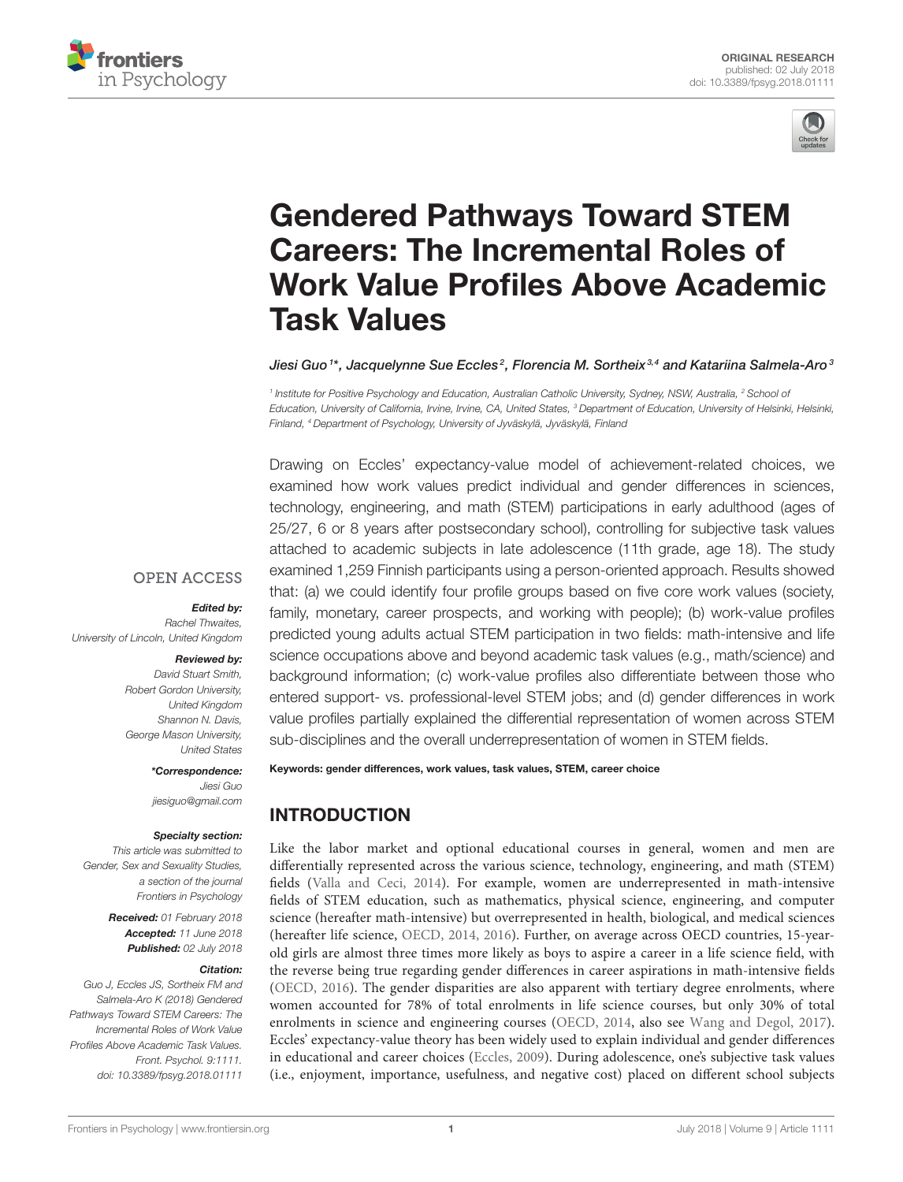ORIGINAL RESEARCH
published: 02 July 2018
doi: 10.3389/fpsyg.2018.01111

# Gendered Pathways Toward STEM Careers: The Incremental Roles of Work Value Profiles Above Academic Task Values

*Jiesi Guo[1]\*, Jacquelynne Sue Eccles[2], Florencia M. Sortheix[3,4] and Katariina Salmela-Aro[3]*

[1] Institute for Positive Psychology and Education, Australian Catholic University, Sydney, NSW, Australia, [2] School of Education, University of California, Irvine, Irvine, CA, United States, [3] Department of Education, University of Helsinki, Helsinki, Finland, [4] Department of Psychology, University of Jyväskylä, Jyväskylä, Finland

Drawing on Eccles' expectancy-value model of achievement-related choices, we examined how work values predict individual and gender differences in sciences, technology, engineering, and math (STEM) participations in early adulthood (ages of 25/27, 6 or 8 years after postsecondary school), controlling for subjective task values attached to academic subjects in late adolescence (11th grade, age 18). The study examined 1,259 Finnish participants using a person-oriented approach. Results showed that: (a) we could identify four profile groups based on five core work values (society, family, monetary, career prospects, and working with people); (b) work-value profiles predicted young adults actual STEM participation in two fields: math-intensive and life science occupations above and beyond academic task values (e.g., math/science) and background information; (c) work-value profiles also differentiate between those who entered support- vs. professional-level STEM jobs; and (d) gender differences in work value profiles partially explained the differential representation of women across STEM sub-disciplines and the overall underrepresentation of women in STEM fields.

**Keywords: gender differences, work values, task values, STEM, career choice**

OPEN ACCESS

***Edited by:***
Rachel Thwaites,
University of Lincoln, United Kingdom

***Reviewed by:***
David Stuart Smith,
Robert Gordon University,
United Kingdom
Shannon N. Davis,
George Mason University,
United States

***\*Correspondence:***
Jiesi Guo
jiesiguo@gmail.com

***Specialty section:***
This article was submitted to
Gender, Sex and Sexuality Studies,
a section of the journal
Frontiers in Psychology

***Received:*** 01 February 2018
***Accepted:*** 11 June 2018
***Published:*** 02 July 2018

***Citation:***
Guo J, Eccles JS, Sortheix FM and
Salmela-Aro K (2018) Gendered
Pathways Toward STEM Careers: The
Incremental Roles of Work Value
Profiles Above Academic Task Values.
Front. Psychol. 9:1111.
doi: 10.3389/fpsyg.2018.01111

## INTRODUCTION

Like the labor market and optional educational courses in general, women and men are differentially represented across the various science, technology, engineering, and math (STEM) fields (Valla and Ceci, 2014). For example, women are underrepresented in math-intensive fields of STEM education, such as mathematics, physical science, engineering, and computer science (hereafter math-intensive) but overrepresented in health, biological, and medical sciences (hereafter life science, OECD, 2014, 2016). Further, on average across OECD countries, 15-year-old girls are almost three times more likely as boys to aspire a career in a life science field, with the reverse being true regarding gender differences in career aspirations in math-intensive fields (OECD, 2016). The gender disparities are also apparent with tertiary degree enrolments, where women accounted for 78% of total enrolments in life science courses, but only 30% of total enrolments in science and engineering courses (OECD, 2014, also see Wang and Degol, 2017). Eccles' expectancy-value theory has been widely used to explain individual and gender differences in educational and career choices (Eccles, 2009). During adolescence, one's subjective task values (i.e., enjoyment, importance, usefulness, and negative cost) placed on different school subjects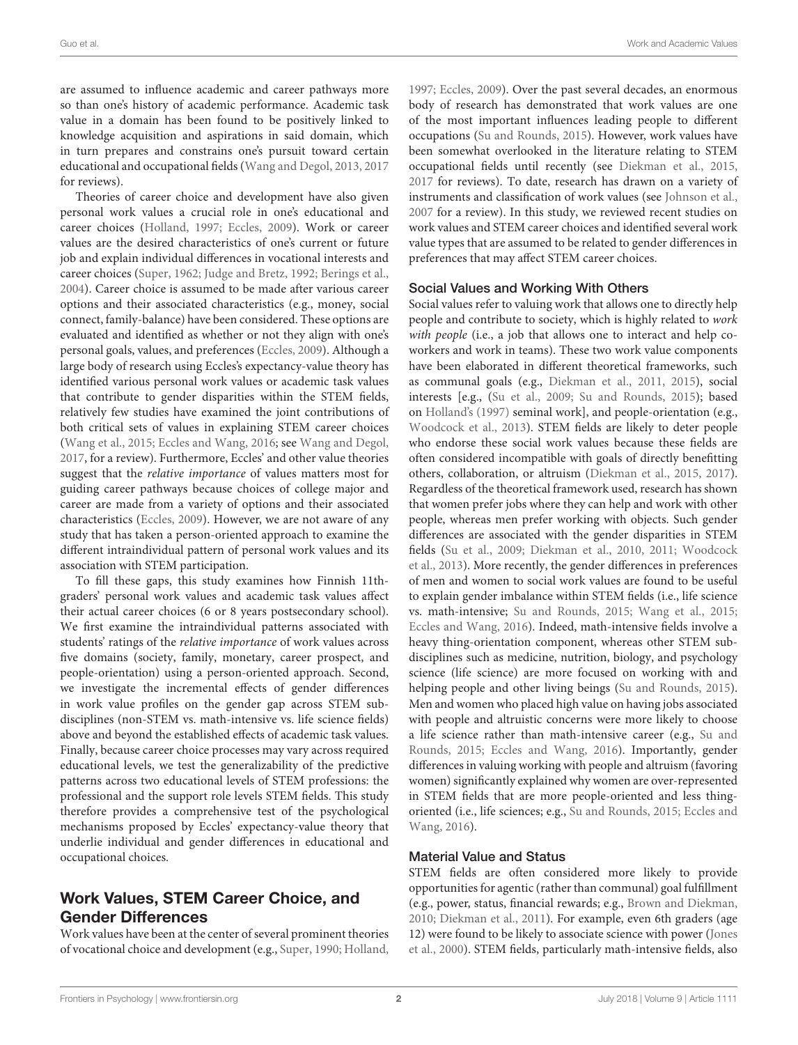are assumed to influence academic and career pathways more so than one's history of academic performance. Academic task value in a domain has been found to be positively linked to knowledge acquisition and aspirations in said domain, which in turn prepares and constrains one's pursuit toward certain educational and occupational fields (Wang and Degol, 2013, 2017 for reviews).

Theories of career choice and development have also given personal work values a crucial role in one's educational and career choices (Holland, 1997; Eccles, 2009). Work or career values are the desired characteristics of one's current or future job and explain individual differences in vocational interests and career choices (Super, 1962; Judge and Bretz, 1992; Berings et al., 2004). Career choice is assumed to be made after various career options and their associated characteristics (e.g., money, social connect, family-balance) have been considered. These options are evaluated and identified as whether or not they align with one's personal goals, values, and preferences (Eccles, 2009). Although a large body of research using Eccles's expectancy-value theory has identified various personal work values or academic task values that contribute to gender disparities within the STEM fields, relatively few studies have examined the joint contributions of both critical sets of values in explaining STEM career choices (Wang et al., 2015; Eccles and Wang, 2016; see Wang and Degol, 2017, for a review). Furthermore, Eccles' and other value theories suggest that the *relative importance* of values matters most for guiding career pathways because choices of college major and career are made from a variety of options and their associated characteristics (Eccles, 2009). However, we are not aware of any study that has taken a person-oriented approach to examine the different intraindividual pattern of personal work values and its association with STEM participation.

To fill these gaps, this study examines how Finnish 11th-graders' personal work values and academic task values affect their actual career choices (6 or 8 years postsecondary school). We first examine the intraindividual patterns associated with students' ratings of the *relative importance* of work values across five domains (society, family, monetary, career prospect, and people-orientation) using a person-oriented approach. Second, we investigate the incremental effects of gender differences in work value profiles on the gender gap across STEM sub-disciplines (non-STEM vs. math-intensive vs. life science fields) above and beyond the established effects of academic task values. Finally, because career choice processes may vary across required educational levels, we test the generalizability of the predictive patterns across two educational levels of STEM professions: the professional and the support role levels STEM fields. This study therefore provides a comprehensive test of the psychological mechanisms proposed by Eccles' expectancy-value theory that underlie individual and gender differences in educational and occupational choices.

## Work Values, STEM Career Choice, and Gender Differences

Work values have been at the center of several prominent theories of vocational choice and development (e.g., Super, 1990; Holland, 1997; Eccles, 2009). Over the past several decades, an enormous body of research has demonstrated that work values are one of the most important influences leading people to different occupations (Su and Rounds, 2015). However, work values have been somewhat overlooked in the literature relating to STEM occupational fields until recently (see Diekman et al., 2015, 2017 for reviews). To date, research has drawn on a variety of instruments and classification of work values (see Johnson et al., 2007 for a review). In this study, we reviewed recent studies on work values and STEM career choices and identified several work value types that are assumed to be related to gender differences in preferences that may affect STEM career choices.

### Social Values and Working With Others

Social values refer to valuing work that allows one to directly help people and contribute to society, which is highly related to *work with people* (i.e., a job that allows one to interact and help co-workers and work in teams). These two work value components have been elaborated in different theoretical frameworks, such as communal goals (e.g., Diekman et al., 2011, 2015), social interests [e.g., (Su et al., 2009; Su and Rounds, 2015); based on Holland's (1997) seminal work], and people-orientation (e.g., Woodcock et al., 2013). STEM fields are likely to deter people who endorse these social work values because these fields are often considered incompatible with goals of directly benefitting others, collaboration, or altruism (Diekman et al., 2015, 2017). Regardless of the theoretical framework used, research has shown that women prefer jobs where they can help and work with other people, whereas men prefer working with objects. Such gender differences are associated with the gender disparities in STEM fields (Su et al., 2009; Diekman et al., 2010, 2011; Woodcock et al., 2013). More recently, the gender differences in preferences of men and women to social work values are found to be useful to explain gender imbalance within STEM fields (i.e., life science vs. math-intensive; Su and Rounds, 2015; Wang et al., 2015; Eccles and Wang, 2016). Indeed, math-intensive fields involve a heavy thing-orientation component, whereas other STEM sub-disciplines such as medicine, nutrition, biology, and psychology science (life science) are more focused on working with and helping people and other living beings (Su and Rounds, 2015). Men and women who placed high value on having jobs associated with people and altruistic concerns were more likely to choose a life science rather than math-intensive career (e.g., Su and Rounds, 2015; Eccles and Wang, 2016). Importantly, gender differences in valuing working with people and altruism (favoring women) significantly explained why women are over-represented in STEM fields that are more people-oriented and less thing-oriented (i.e., life sciences; e.g., Su and Rounds, 2015; Eccles and Wang, 2016).

### Material Value and Status

STEM fields are often considered more likely to provide opportunities for agentic (rather than communal) goal fulfillment (e.g., power, status, financial rewards; e.g., Brown and Diekman, 2010; Diekman et al., 2011). For example, even 6th graders (age 12) were found to be likely to associate science with power (Jones et al., 2000). STEM fields, particularly math-intensive fields, also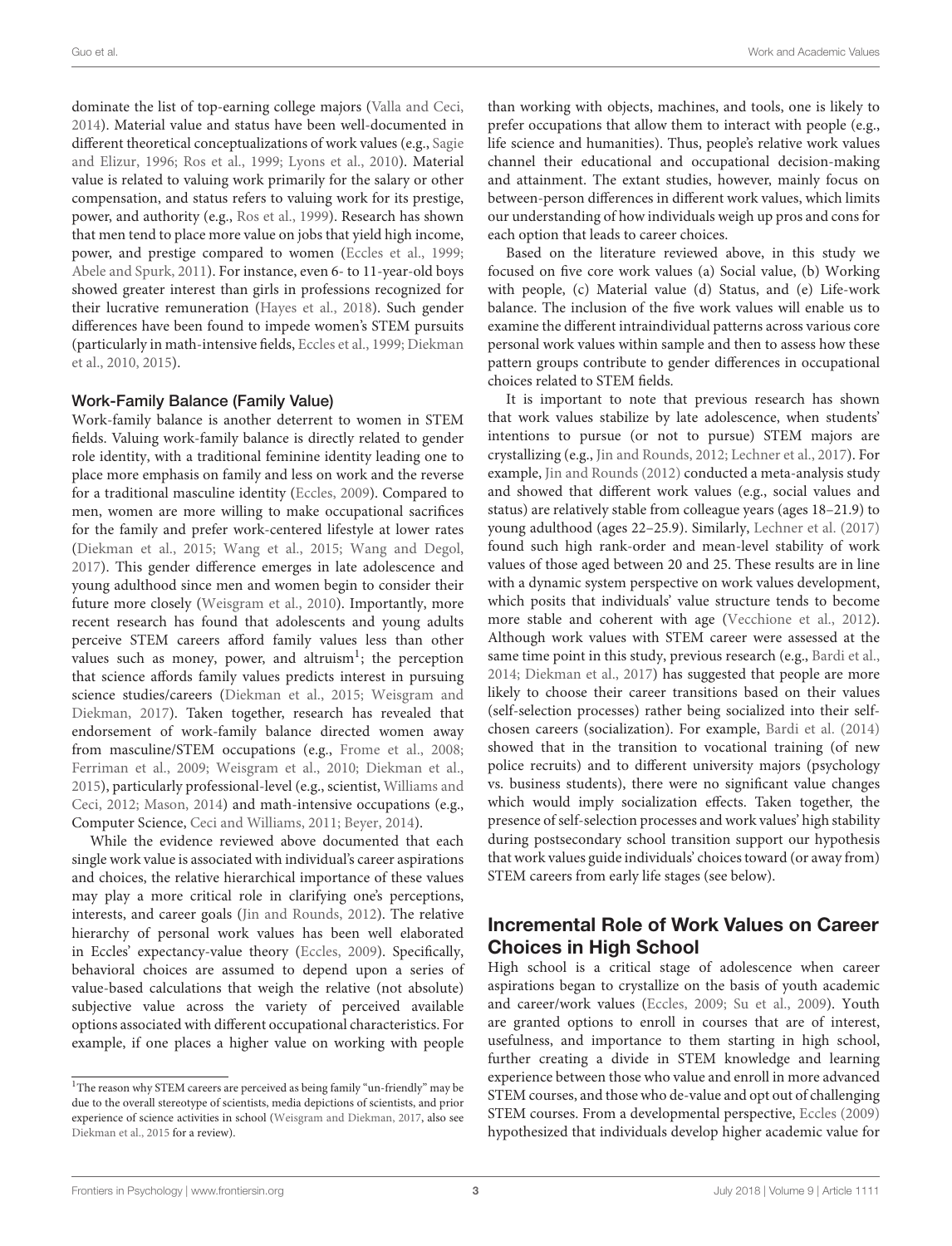dominate the list of top-earning college majors (Valla and Ceci, 2014). Material value and status have been well-documented in different theoretical conceptualizations of work values (e.g., Sagie and Elizur, 1996; Ros et al., 1999; Lyons et al., 2010). Material value is related to valuing work primarily for the salary or other compensation, and status refers to valuing work for its prestige, power, and authority (e.g., Ros et al., 1999). Research has shown that men tend to place more value on jobs that yield high income, power, and prestige compared to women (Eccles et al., 1999; Abele and Spurk, 2011). For instance, even 6- to 11-year-old boys showed greater interest than girls in professions recognized for their lucrative remuneration (Hayes et al., 2018). Such gender differences have been found to impede women's STEM pursuits (particularly in math-intensive fields, Eccles et al., 1999; Diekman et al., 2010, 2015).

### Work-Family Balance (Family Value)

Work-family balance is another deterrent to women in STEM fields. Valuing work-family balance is directly related to gender role identity, with a traditional feminine identity leading one to place more emphasis on family and less on work and the reverse for a traditional masculine identity (Eccles, 2009). Compared to men, women are more willing to make occupational sacrifices for the family and prefer work-centered lifestyle at lower rates (Diekman et al., 2015; Wang et al., 2015; Wang and Degol, 2017). This gender difference emerges in late adolescence and young adulthood since men and women begin to consider their future more closely (Weisgram et al., 2010). Importantly, more recent research has found that adolescents and young adults perceive STEM careers afford family values less than other values such as money, power, and altruism[1]; the perception that science affords family values predicts interest in pursuing science studies/careers (Diekman et al., 2015; Weisgram and Diekman, 2017). Taken together, research has revealed that endorsement of work-family balance directed women away from masculine/STEM occupations (e.g., Frome et al., 2008; Ferriman et al., 2009; Weisgram et al., 2010; Diekman et al., 2015), particularly professional-level (e.g., scientist, Williams and Ceci, 2012; Mason, 2014) and math-intensive occupations (e.g., Computer Science, Ceci and Williams, 2011; Beyer, 2014).

While the evidence reviewed above documented that each single work value is associated with individual's career aspirations and choices, the relative hierarchical importance of these values may play a more critical role in clarifying one's perceptions, interests, and career goals (Jin and Rounds, 2012). The relative hierarchy of personal work values has been well elaborated in Eccles' expectancy-value theory (Eccles, 2009). Specifically, behavioral choices are assumed to depend upon a series of value-based calculations that weigh the relative (not absolute) subjective value across the variety of perceived available options associated with different occupational characteristics. For example, if one places a higher value on working with people than working with objects, machines, and tools, one is likely to prefer occupations that allow them to interact with people (e.g., life science and humanities). Thus, people's relative work values channel their educational and occupational decision-making and attainment. The extant studies, however, mainly focus on between-person differences in different work values, which limits our understanding of how individuals weigh up pros and cons for each option that leads to career choices.

Based on the literature reviewed above, in this study we focused on five core work values (a) Social value, (b) Working with people, (c) Material value (d) Status, and (e) Life-work balance. The inclusion of the five work values will enable us to examine the different intraindividual patterns across various core personal work values within sample and then to assess how these pattern groups contribute to gender differences in occupational choices related to STEM fields.

It is important to note that previous research has shown that work values stabilize by late adolescence, when students' intentions to pursue (or not to pursue) STEM majors are crystallizing (e.g., Jin and Rounds, 2012; Lechner et al., 2017). For example, Jin and Rounds (2012) conducted a meta-analysis study and showed that different work values (e.g., social values and status) are relatively stable from colleague years (ages 18–21.9) to young adulthood (ages 22–25.9). Similarly, Lechner et al. (2017) found such high rank-order and mean-level stability of work values of those aged between 20 and 25. These results are in line with a dynamic system perspective on work values development, which posits that individuals' value structure tends to become more stable and coherent with age (Vecchione et al., 2012). Although work values with STEM career were assessed at the same time point in this study, previous research (e.g., Bardi et al., 2014; Diekman et al., 2017) has suggested that people are more likely to choose their career transitions based on their values (self-selection processes) rather being socialized into their self-chosen careers (socialization). For example, Bardi et al. (2014) showed that in the transition to vocational training (of new police recruits) and to different university majors (psychology vs. business students), there were no significant value changes which would imply socialization effects. Taken together, the presence of self-selection processes and work values' high stability during postsecondary school transition support our hypothesis that work values guide individuals' choices toward (or away from) STEM careers from early life stages (see below).

## Incremental Role of Work Values on Career Choices in High School

High school is a critical stage of adolescence when career aspirations began to crystallize on the basis of youth academic and career/work values (Eccles, 2009; Su et al., 2009). Youth are granted options to enroll in courses that are of interest, usefulness, and importance to them starting in high school, further creating a divide in STEM knowledge and learning experience between those who value and enroll in more advanced STEM courses, and those who de-value and opt out of challenging STEM courses. From a developmental perspective, Eccles (2009) hypothesized that individuals develop higher academic value for

[1] The reason why STEM careers are perceived as being family "un-friendly" may be due to the overall stereotype of scientists, media depictions of scientists, and prior experience of science activities in school (Weisgram and Diekman, 2017, also see Diekman et al., 2015 for a review).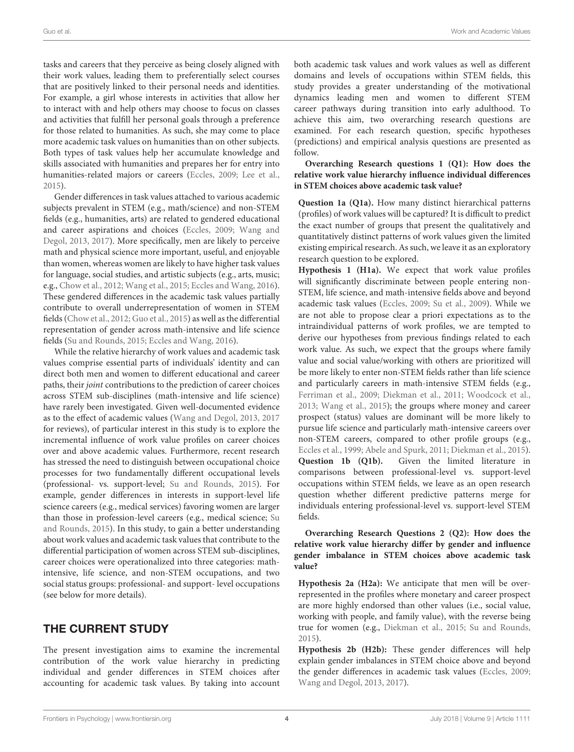tasks and careers that they perceive as being closely aligned with their work values, leading them to preferentially select courses that are positively linked to their personal needs and identities. For example, a girl whose interests in activities that allow her to interact with and help others may choose to focus on classes and activities that fulfill her personal goals through a preference for those related to humanities. As such, she may come to place more academic task values on humanities than on other subjects. Both types of task values help her accumulate knowledge and skills associated with humanities and prepares her for entry into humanities-related majors or careers (Eccles, 2009; Lee et al., 2015).

Gender differences in task values attached to various academic subjects prevalent in STEM (e.g., math/science) and non-STEM fields (e.g., humanities, arts) are related to gendered educational and career aspirations and choices (Eccles, 2009; Wang and Degol, 2013, 2017). More specifically, men are likely to perceive math and physical science more important, useful, and enjoyable than women, whereas women are likely to have higher task values for language, social studies, and artistic subjects (e.g., arts, music; e.g., Chow et al., 2012; Wang et al., 2015; Eccles and Wang, 2016). These gendered differences in the academic task values partially contribute to overall underrepresentation of women in STEM fields (Chow et al., 2012; Guo et al., 2015) as well as the differential representation of gender across math-intensive and life science fields (Su and Rounds, 2015; Eccles and Wang, 2016).

While the relative hierarchy of work values and academic task values comprise essential parts of individuals' identity and can direct both men and women to different educational and career paths, their *joint* contributions to the prediction of career choices across STEM sub-disciplines (math-intensive and life science) have rarely been investigated. Given well-documented evidence as to the effect of academic values (Wang and Degol, 2013, 2017 for reviews), of particular interest in this study is to explore the incremental influence of work value profiles on career choices over and above academic values. Furthermore, recent research has stressed the need to distinguish between occupational choice processes for two fundamentally different occupational levels (professional- vs. support-level; Su and Rounds, 2015). For example, gender differences in interests in support-level life science careers (e.g., medical services) favoring women are larger than those in profession-level careers (e.g., medical science; Su and Rounds, 2015). In this study, to gain a better understanding about work values and academic task values that contribute to the differential participation of women across STEM sub-disciplines, career choices were operationalized into three categories: math-intensive, life science, and non-STEM occupations, and two social status groups: professional- and support- level occupations (see below for more details).

## THE CURRENT STUDY

The present investigation aims to examine the incremental contribution of the work value hierarchy in predicting individual and gender differences in STEM choices after accounting for academic task values. By taking into account both academic task values and work values as well as different domains and levels of occupations within STEM fields, this study provides a greater understanding of the motivational dynamics leading men and women to different STEM career pathways during transition into early adulthood. To achieve this aim, two overarching research questions are examined. For each research question, specific hypotheses (predictions) and empirical analysis questions are presented as follow.

**Overarching Research questions 1 (Q1): How does the relative work value hierarchy influence individual differences in STEM choices above academic task value?**

**Question 1a (Q1a).** How many distinct hierarchical patterns (profiles) of work values will be captured? It is difficult to predict the exact number of groups that present the qualitatively and quantitatively distinct patterns of work values given the limited existing empirical research. As such, we leave it as an exploratory research question to be explored.

**Hypothesis 1 (H1a).** We expect that work value profiles will significantly discriminate between people entering non-STEM, life science, and math-intensive fields above and beyond academic task values (Eccles, 2009; Su et al., 2009). While we are not able to propose clear a priori expectations as to the intraindividual patterns of work profiles, we are tempted to derive our hypotheses from previous findings related to each work value. As such, we expect that the groups where family value and social value/working with others are prioritized will be more likely to enter non-STEM fields rather than life science and particularly careers in math-intensive STEM fields (e.g., Ferriman et al., 2009; Diekman et al., 2011; Woodcock et al., 2013; Wang et al., 2015); the groups where money and career prospect (status) values are dominant will be more likely to pursue life science and particularly math-intensive careers over non-STEM careers, compared to other profile groups (e.g., Eccles et al., 1999; Abele and Spurk, 2011; Diekman et al., 2015).

**Question 1b (Q1b).** Given the limited literature in comparisons between professional-level vs. support-level occupations within STEM fields, we leave as an open research question whether different predictive patterns merge for individuals entering professional-level vs. support-level STEM fields.

**Overarching Research Questions 2 (Q2): How does the relative work value hierarchy differ by gender and influence gender imbalance in STEM choices above academic task value?**

**Hypothesis 2a (H2a):** We anticipate that men will be over-represented in the profiles where monetary and career prospect are more highly endorsed than other values (i.e., social value, working with people, and family value), with the reverse being true for women (e.g., Diekman et al., 2015; Su and Rounds, 2015).

**Hypothesis 2b (H2b):** These gender differences will help explain gender imbalances in STEM choice above and beyond the gender differences in academic task values (Eccles, 2009; Wang and Degol, 2013, 2017).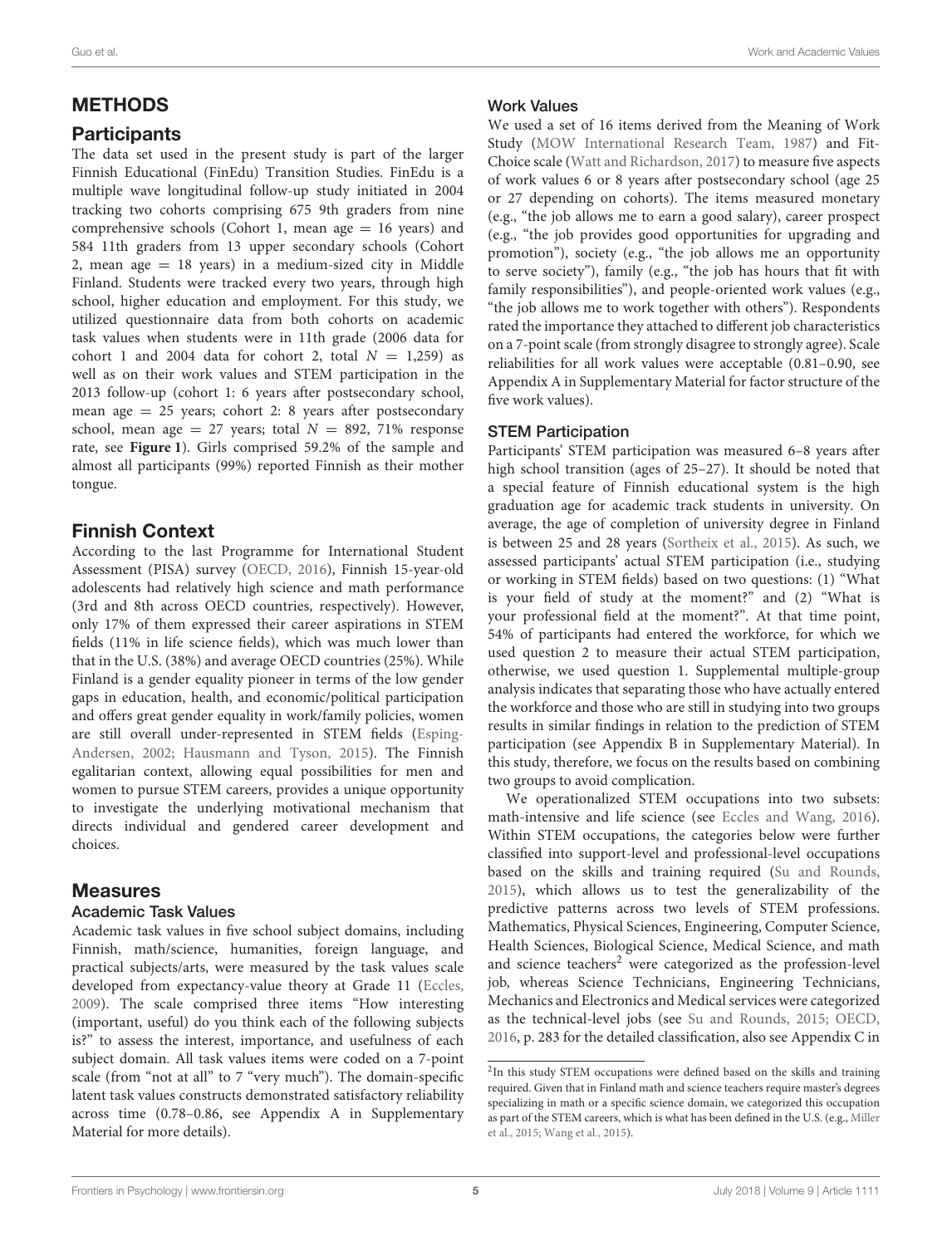## METHODS

### Participants

The data set used in the present study is part of the larger Finnish Educational (FinEdu) Transition Studies. FinEdu is a multiple wave longitudinal follow-up study initiated in 2004 tracking two cohorts comprising 675 9th graders from nine comprehensive schools (Cohort 1, mean age = 16 years) and 584 11th graders from 13 upper secondary schools (Cohort 2, mean age = 18 years) in a medium-sized city in Middle Finland. Students were tracked every two years, through high school, higher education and employment. For this study, we utilized questionnaire data from both cohorts on academic task values when students were in 11th grade (2006 data for cohort 1 and 2004 data for cohort 2, total $N = 1,259$) as well as on their work values and STEM participation in the 2013 follow-up (cohort 1: 6 years after postsecondary school, mean age = 25 years; cohort 2: 8 years after postsecondary school, mean age = 27 years; total $N = 892$, 71% response rate, see **Figure 1**). Girls comprised 59.2% of the sample and almost all participants (99%) reported Finnish as their mother tongue.

### Finnish Context

According to the last Programme for International Student Assessment (PISA) survey (OECD, 2016), Finnish 15-year-old adolescents had relatively high science and math performance (3rd and 8th across OECD countries, respectively). However, only 17% of them expressed their career aspirations in STEM fields (11% in life science fields), which was much lower than that in the U.S. (38%) and average OECD countries (25%). While Finland is a gender equality pioneer in terms of the low gender gaps in education, health, and economic/political participation and offers great gender equality in work/family policies, women are still overall under-represented in STEM fields (Esping-Andersen, 2002; Hausmann and Tyson, 2015). The Finnish egalitarian context, allowing equal possibilities for men and women to pursue STEM careers, provides a unique opportunity to investigate the underlying motivational mechanism that directs individual and gendered career development and choices.

### Measures

#### Academic Task Values

Academic task values in five school subject domains, including Finnish, math/science, humanities, foreign language, and practical subjects/arts, were measured by the task values scale developed from expectancy-value theory at Grade 11 (Eccles, 2009). The scale comprised three items "How interesting (important, useful) do you think each of the following subjects is?" to assess the interest, importance, and usefulness of each subject domain. All task values items were coded on a 7-point scale (from "not at all" to 7 "very much"). The domain-specific latent task values constructs demonstrated satisfactory reliability across time (0.78–0.86, see Appendix A in Supplementary Material for more details).

#### Work Values

We used a set of 16 items derived from the Meaning of Work Study (MOW International Research Team, 1987) and Fit-Choice scale (Watt and Richardson, 2017) to measure five aspects of work values 6 or 8 years after postsecondary school (age 25 or 27 depending on cohorts). The items measured monetary (e.g., "the job allows me to earn a good salary), career prospect (e.g., "the job provides good opportunities for upgrading and promotion"), society (e.g., "the job allows me an opportunity to serve society"), family (e.g., "the job has hours that fit with family responsibilities"), and people-oriented work values (e.g., "the job allows me to work together with others"). Respondents rated the importance they attached to different job characteristics on a 7-point scale (from strongly disagree to strongly agree). Scale reliabilities for all work values were acceptable (0.81–0.90, see Appendix A in Supplementary Material for factor structure of the five work values).

#### STEM Participation

Participants' STEM participation was measured 6–8 years after high school transition (ages of 25–27). It should be noted that a special feature of Finnish educational system is the high graduation age for academic track students in university. On average, the age of completion of university degree in Finland is between 25 and 28 years (Sortheix et al., 2015). As such, we assessed participants' actual STEM participation (i.e., studying or working in STEM fields) based on two questions: (1) "What is your field of study at the moment?" and (2) "What is your professional field at the moment?". At that time point, 54% of participants had entered the workforce, for which we used question 2 to measure their actual STEM participation, otherwise, we used question 1. Supplemental multiple-group analysis indicates that separating those who have actually entered the workforce and those who are still in studying into two groups results in similar findings in relation to the prediction of STEM participation (see Appendix B in Supplementary Material). In this study, therefore, we focus on the results based on combining two groups to avoid complication.

We operationalized STEM occupations into two subsets: math-intensive and life science (see Eccles and Wang, 2016). Within STEM occupations, the categories below were further classified into support-level and professional-level occupations based on the skills and training required (Su and Rounds, 2015), which allows us to test the generalizability of the predictive patterns across two levels of STEM professions. Mathematics, Physical Sciences, Engineering, Computer Science, Health Sciences, Biological Science, Medical Science, and math and science teachers[2] were categorized as the profession-level job, whereas Science Technicians, Engineering Technicians, Mechanics and Electronics and Medical services were categorized as the technical-level jobs (see Su and Rounds, 2015; OECD, 2016, p. 283 for the detailed classification, also see Appendix C in

[2]In this study STEM occupations were defined based on the skills and training required. Given that in Finland math and science teachers require master's degrees specializing in math or a specific science domain, we categorized this occupation as part of the STEM careers, which is what has been defined in the U.S. (e.g., Miller et al., 2015; Wang et al., 2015).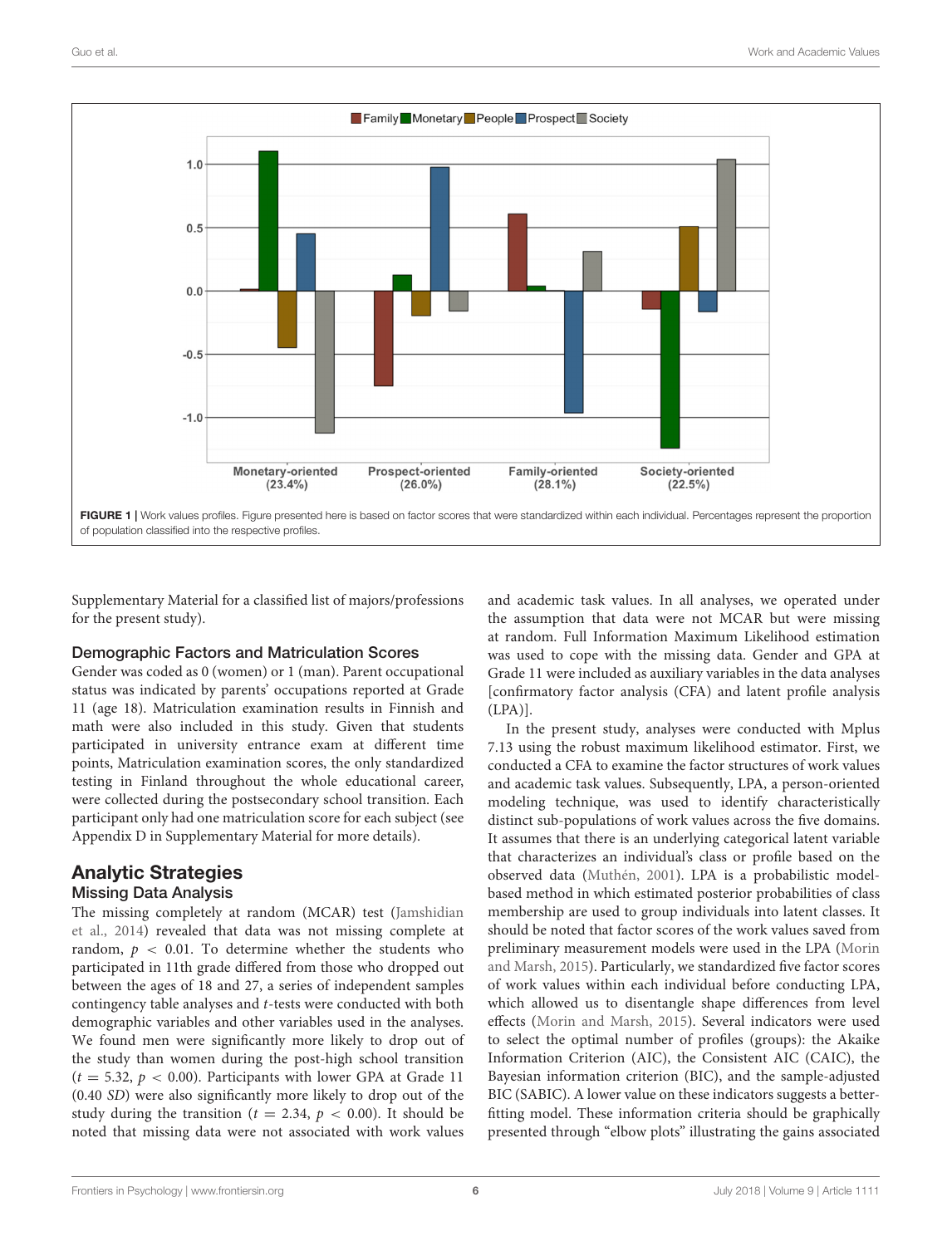**FIGURE 1 |** Work values profiles. Figure presented here is based on factor scores that were standardized within each individual. Percentages represent the proportion of population classified into the respective profiles.

Supplementary Material for a classified list of majors/professions for the present study).

### Demographic Factors and Matriculation Scores

Gender was coded as 0 (women) or 1 (man). Parent occupational status was indicated by parents' occupations reported at Grade 11 (age 18). Matriculation examination results in Finnish and math were also included in this study. Given that students participated in university entrance exam at different time points, Matriculation examination scores, the only standardized testing in Finland throughout the whole educational career, were collected during the postsecondary school transition. Each participant only had one matriculation score for each subject (see Appendix D in Supplementary Material for more details).

## Analytic Strategies

### Missing Data Analysis

The missing completely at random (MCAR) test (Jamshidian et al., 2014) revealed that data was not missing complete at random, $p < 0.01$. To determine whether the students who participated in 11th grade differed from those who dropped out between the ages of 18 and 27, a series of independent samples contingency table analyses and *t*-tests were conducted with both demographic variables and other variables used in the analyses. We found men were significantly more likely to drop out of the study than women during the post-high school transition ($t = 5.32$, $p < 0.00$). Participants with lower GPA at Grade 11 (0.40 *SD*) were also significantly more likely to drop out of the study during the transition ($t = 2.34$, $p < 0.00$). It should be noted that missing data were not associated with work values and academic task values. In all analyses, we operated under the assumption that data were not MCAR but were missing at random. Full Information Maximum Likelihood estimation was used to cope with the missing data. Gender and GPA at Grade 11 were included as auxiliary variables in the data analyses [confirmatory factor analysis (CFA) and latent profile analysis (LPA)].

In the present study, analyses were conducted with Mplus 7.13 using the robust maximum likelihood estimator. First, we conducted a CFA to examine the factor structures of work values and academic task values. Subsequently, LPA, a person-oriented modeling technique, was used to identify characteristically distinct sub-populations of work values across the five domains. It assumes that there is an underlying categorical latent variable that characterizes an individual's class or profile based on the observed data (Muthén, 2001). LPA is a probabilistic model-based method in which estimated posterior probabilities of class membership are used to group individuals into latent classes. It should be noted that factor scores of the work values saved from preliminary measurement models were used in the LPA (Morin and Marsh, 2015). Particularly, we standardized five factor scores of work values within each individual before conducting LPA, which allowed us to disentangle shape differences from level effects (Morin and Marsh, 2015). Several indicators were used to select the optimal number of profiles (groups): the Akaike Information Criterion (AIC), the Consistent AIC (CAIC), the Bayesian information criterion (BIC), and the sample-adjusted BIC (SABIC). A lower value on these indicators suggests a better-fitting model. These information criteria should be graphically presented through "elbow plots" illustrating the gains associated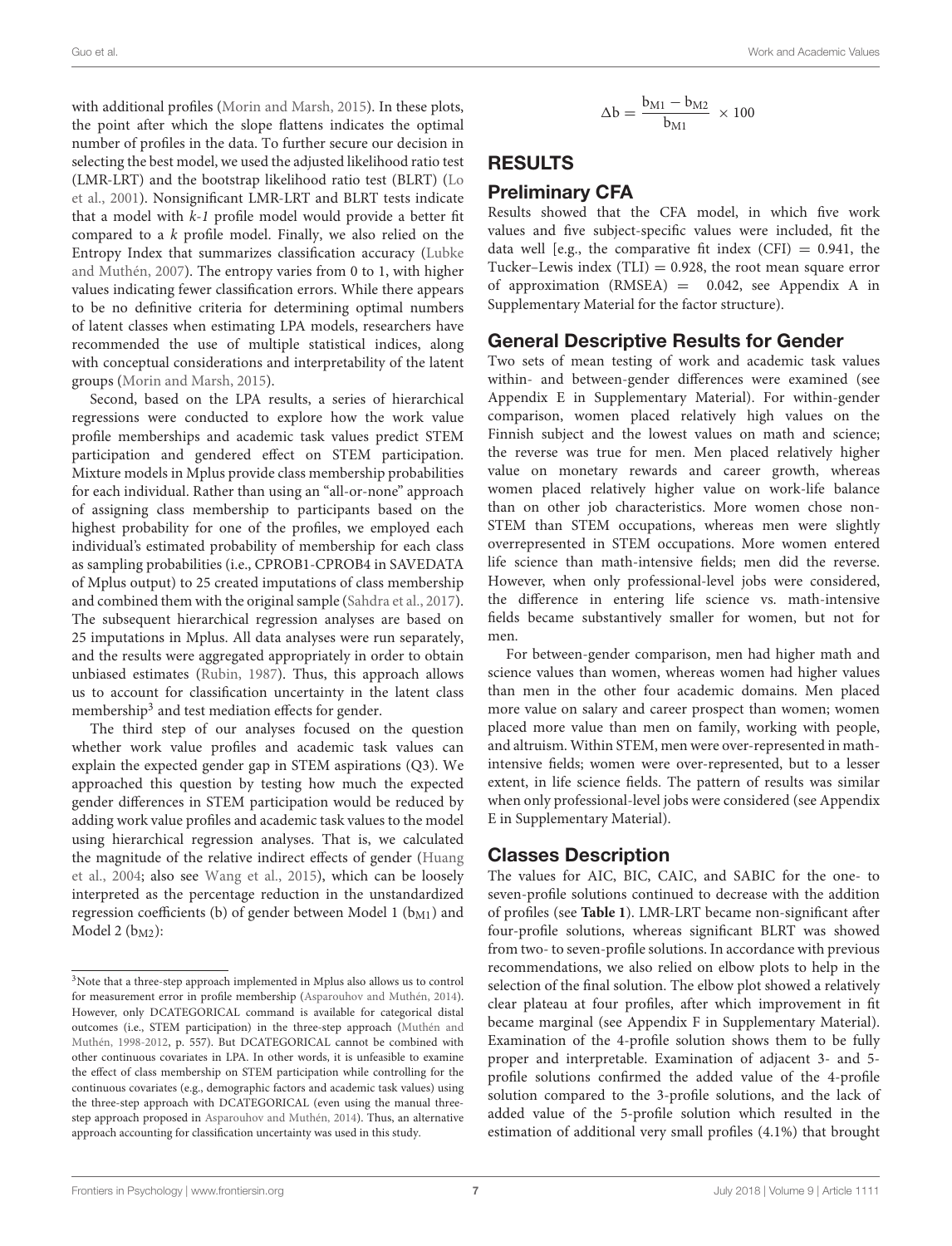with additional profiles (Morin and Marsh, 2015). In these plots, the point after which the slope flattens indicates the optimal number of profiles in the data. To further secure our decision in selecting the best model, we used the adjusted likelihood ratio test (LMR-LRT) and the bootstrap likelihood ratio test (BLRT) (Lo et al., 2001). Nonsignificant LMR-LRT and BLRT tests indicate that a model with *k-1* profile model would provide a better fit compared to a *k* profile model. Finally, we also relied on the Entropy Index that summarizes classification accuracy (Lubke and Muthén, 2007). The entropy varies from 0 to 1, with higher values indicating fewer classification errors. While there appears to be no definitive criteria for determining optimal numbers of latent classes when estimating LPA models, researchers have recommended the use of multiple statistical indices, along with conceptual considerations and interpretability of the latent groups (Morin and Marsh, 2015).

Second, based on the LPA results, a series of hierarchical regressions were conducted to explore how the work value profile memberships and academic task values predict STEM participation and gendered effect on STEM participation. Mixture models in Mplus provide class membership probabilities for each individual. Rather than using an "all-or-none" approach of assigning class membership to participants based on the highest probability for one of the profiles, we employed each individual's estimated probability of membership for each class as sampling probabilities (i.e., CPROB1-CPROB4 in SAVEDATA of Mplus output) to 25 created imputations of class membership and combined them with the original sample (Sahdra et al., 2017). The subsequent hierarchical regression analyses are based on 25 imputations in Mplus. All data analyses were run separately, and the results were aggregated appropriately in order to obtain unbiased estimates (Rubin, 1987). Thus, this approach allows us to account for classification uncertainty in the latent class membership[3] and test mediation effects for gender.

The third step of our analyses focused on the question whether work value profiles and academic task values can explain the expected gender gap in STEM aspirations (Q3). We approached this question by testing how much the expected gender differences in STEM participation would be reduced by adding work value profiles and academic task values to the model using hierarchical regression analyses. That is, we calculated the magnitude of the relative indirect effects of gender (Huang et al., 2004; also see Wang et al., 2015), which can be loosely interpreted as the percentage reduction in the unstandardized regression coefficients (b) of gender between Model 1 ($b_{M1}$) and Model 2 ($b_{M2}$):

$$\Delta b = \frac{b_{M1} - b_{M2}}{b_{M1}} \times 100$$

[3]Note that a three-step approach implemented in Mplus also allows us to control for measurement error in profile membership (Asparouhov and Muthén, 2014). However, only DCATEGORICAL command is available for categorical distal outcomes (i.e., STEM participation) in the three-step approach (Muthén and Muthén, 1998-2012, p. 557). But DCATEGORICAL cannot be combined with other continuous covariates in LPA. In other words, it is unfeasible to examine the effect of class membership on STEM participation while controlling for the continuous covariates (e.g., demographic factors and academic task values) using the three-step approach with DCATEGORICAL (even using the manual three-step approach proposed in Asparouhov and Muthén, 2014). Thus, an alternative approach accounting for classification uncertainty was used in this study.

# RESULTS

## Preliminary CFA

Results showed that the CFA model, in which five work values and five subject-specific values were included, fit the data well [e.g., the comparative fit index (CFI) = 0.941, the Tucker–Lewis index (TLI) = 0.928, the root mean square error of approximation (RMSEA) = 0.042, see Appendix A in Supplementary Material for the factor structure).

## General Descriptive Results for Gender

Two sets of mean testing of work and academic task values within- and between-gender differences were examined (see Appendix E in Supplementary Material). For within-gender comparison, women placed relatively high values on the Finnish subject and the lowest values on math and science; the reverse was true for men. Men placed relatively higher value on monetary rewards and career growth, whereas women placed relatively higher value on work-life balance than on other job characteristics. More women chose non-STEM than STEM occupations, whereas men were slightly overrepresented in STEM occupations. More women entered life science than math-intensive fields; men did the reverse. However, when only professional-level jobs were considered, the difference in entering life science vs. math-intensive fields became substantively smaller for women, but not for men.

For between-gender comparison, men had higher math and science values than women, whereas women had higher values than men in the other four academic domains. Men placed more value on salary and career prospect than women; women placed more value than men on family, working with people, and altruism. Within STEM, men were over-represented in math-intensive fields; women were over-represented, but to a lesser extent, in life science fields. The pattern of results was similar when only professional-level jobs were considered (see Appendix E in Supplementary Material).

## Classes Description

The values for AIC, BIC, CAIC, and SABIC for the one- to seven-profile solutions continued to decrease with the addition of profiles (see **Table 1**). LMR-LRT became non-significant after four-profile solutions, whereas significant BLRT was showed from two- to seven-profile solutions. In accordance with previous recommendations, we also relied on elbow plots to help in the selection of the final solution. The elbow plot showed a relatively clear plateau at four profiles, after which improvement in fit became marginal (see Appendix F in Supplementary Material). Examination of the 4-profile solution shows them to be fully proper and interpretable. Examination of adjacent 3- and 5-profile solutions confirmed the added value of the 4-profile solution compared to the 3-profile solutions, and the lack of added value of the 5-profile solution which resulted in the estimation of additional very small profiles (4.1%) that brought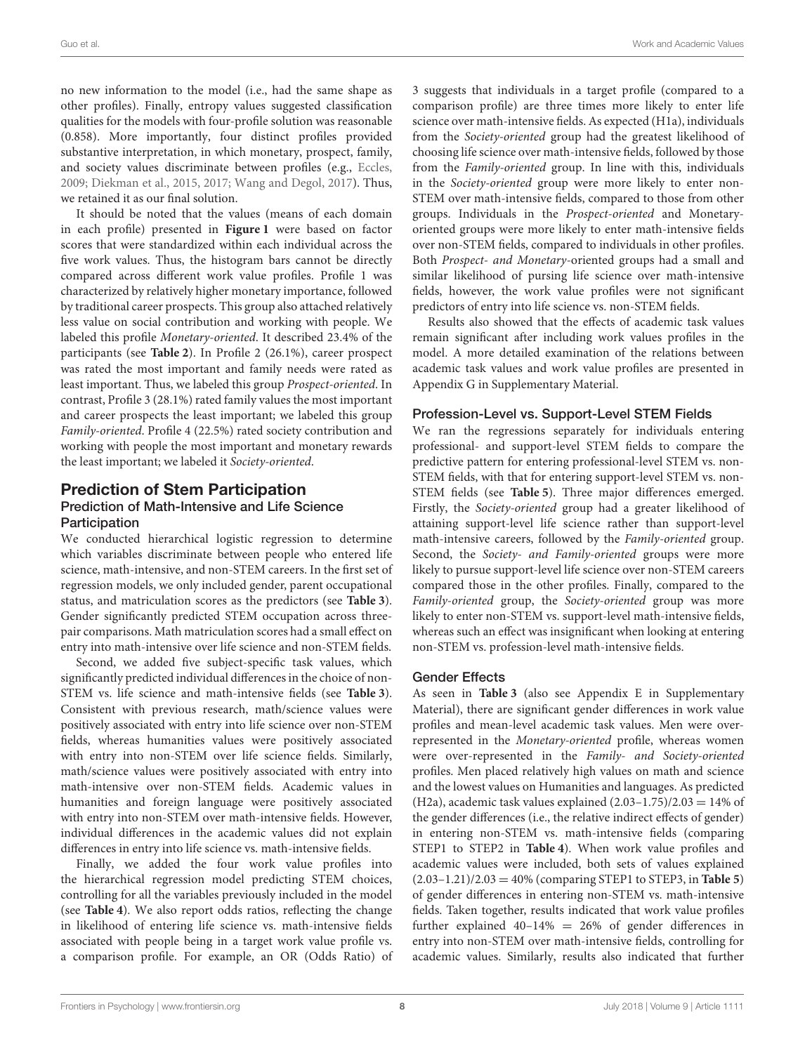no new information to the model (i.e., had the same shape as other profiles). Finally, entropy values suggested classification qualities for the models with four-profile solution was reasonable (0.858). More importantly, four distinct profiles provided substantive interpretation, in which monetary, prospect, family, and society values discriminate between profiles (e.g., Eccles, 2009; Diekman et al., 2015, 2017; Wang and Degol, 2017). Thus, we retained it as our final solution.

It should be noted that the values (means of each domain in each profile) presented in **Figure 1** were based on factor scores that were standardized within each individual across the five work values. Thus, the histogram bars cannot be directly compared across different work value profiles. Profile 1 was characterized by relatively higher monetary importance, followed by traditional career prospects. This group also attached relatively less value on social contribution and working with people. We labeled this profile *Monetary-oriented*. It described 23.4% of the participants (see **Table 2**). In Profile 2 (26.1%), career prospect was rated the most important and family needs were rated as least important. Thus, we labeled this group *Prospect-oriented*. In contrast, Profile 3 (28.1%) rated family values the most important and career prospects the least important; we labeled this group *Family-oriented*. Profile 4 (22.5%) rated society contribution and working with people the most important and monetary rewards the least important; we labeled it *Society-oriented*.

## Prediction of Stem Participation

### Prediction of Math-Intensive and Life Science Participation

We conducted hierarchical logistic regression to determine which variables discriminate between people who entered life science, math-intensive, and non-STEM careers. In the first set of regression models, we only included gender, parent occupational status, and matriculation scores as the predictors (see **Table 3**). Gender significantly predicted STEM occupation across three-pair comparisons. Math matriculation scores had a small effect on entry into math-intensive over life science and non-STEM fields.

Second, we added five subject-specific task values, which significantly predicted individual differences in the choice of non-STEM vs. life science and math-intensive fields (see **Table 3**). Consistent with previous research, math/science values were positively associated with entry into life science over non-STEM fields, whereas humanities values were positively associated with entry into non-STEM over life science fields. Similarly, math/science values were positively associated with entry into math-intensive over non-STEM fields. Academic values in humanities and foreign language were positively associated with entry into non-STEM over math-intensive fields. However, individual differences in the academic values did not explain differences in entry into life science vs. math-intensive fields.

Finally, we added the four work value profiles into the hierarchical regression model predicting STEM choices, controlling for all the variables previously included in the model (see **Table 4**). We also report odds ratios, reflecting the change in likelihood of entering life science vs. math-intensive fields associated with people being in a target work value profile vs. a comparison profile. For example, an OR (Odds Ratio) of 3 suggests that individuals in a target profile (compared to a comparison profile) are three times more likely to enter life science over math-intensive fields. As expected (H1a), individuals from the *Society-oriented* group had the greatest likelihood of choosing life science over math-intensive fields, followed by those from the *Family-oriented* group. In line with this, individuals in the *Society-oriented* group were more likely to enter non-STEM over math-intensive fields, compared to those from other groups. Individuals in the *Prospect-oriented* and Monetary-oriented groups were more likely to enter math-intensive fields over non-STEM fields, compared to individuals in other profiles. Both *Prospect- and Monetary*-oriented groups had a small and similar likelihood of pursing life science over math-intensive fields, however, the work value profiles were not significant predictors of entry into life science vs. non-STEM fields.

Results also showed that the effects of academic task values remain significant after including work values profiles in the model. A more detailed examination of the relations between academic task values and work value profiles are presented in Appendix G in Supplementary Material.

### Profession-Level vs. Support-Level STEM Fields

We ran the regressions separately for individuals entering professional- and support-level STEM fields to compare the predictive pattern for entering professional-level STEM vs. non-STEM fields, with that for entering support-level STEM vs. non-STEM fields (see **Table 5**). Three major differences emerged. Firstly, the *Society-oriented* group had a greater likelihood of attaining support-level life science rather than support-level math-intensive careers, followed by the *Family-oriented* group. Second, the *Society- and Family-oriented* groups were more likely to pursue support-level life science over non-STEM careers compared those in the other profiles. Finally, compared to the *Family-oriented* group, the *Society-oriented* group was more likely to enter non-STEM vs. support-level math-intensive fields, whereas such an effect was insignificant when looking at entering non-STEM vs. profession-level math-intensive fields.

### Gender Effects

As seen in **Table 3** (also see Appendix E in Supplementary Material), there are significant gender differences in work value profiles and mean-level academic task values. Men were over-represented in the *Monetary-oriented* profile, whereas women were over-represented in the *Family- and Society-oriented* profiles. Men placed relatively high values on math and science and the lowest values on Humanities and languages. As predicted (H2a), academic task values explained $(2.03–1.75)/2.03 = 14\%$ of the gender differences (i.e., the relative indirect effects of gender) in entering non-STEM vs. math-intensive fields (comparing STEP1 to STEP2 in **Table 4**). When work value profiles and academic values were included, both sets of values explained $(2.03–1.21)/2.03 = 40\%$ (comparing STEP1 to STEP3, in **Table 5**) of gender differences in entering non-STEM vs. math-intensive fields. Taken together, results indicated that work value profiles further explained $40–14\% = 26\%$ of gender differences in entry into non-STEM over math-intensive fields, controlling for academic values. Similarly, results also indicated that further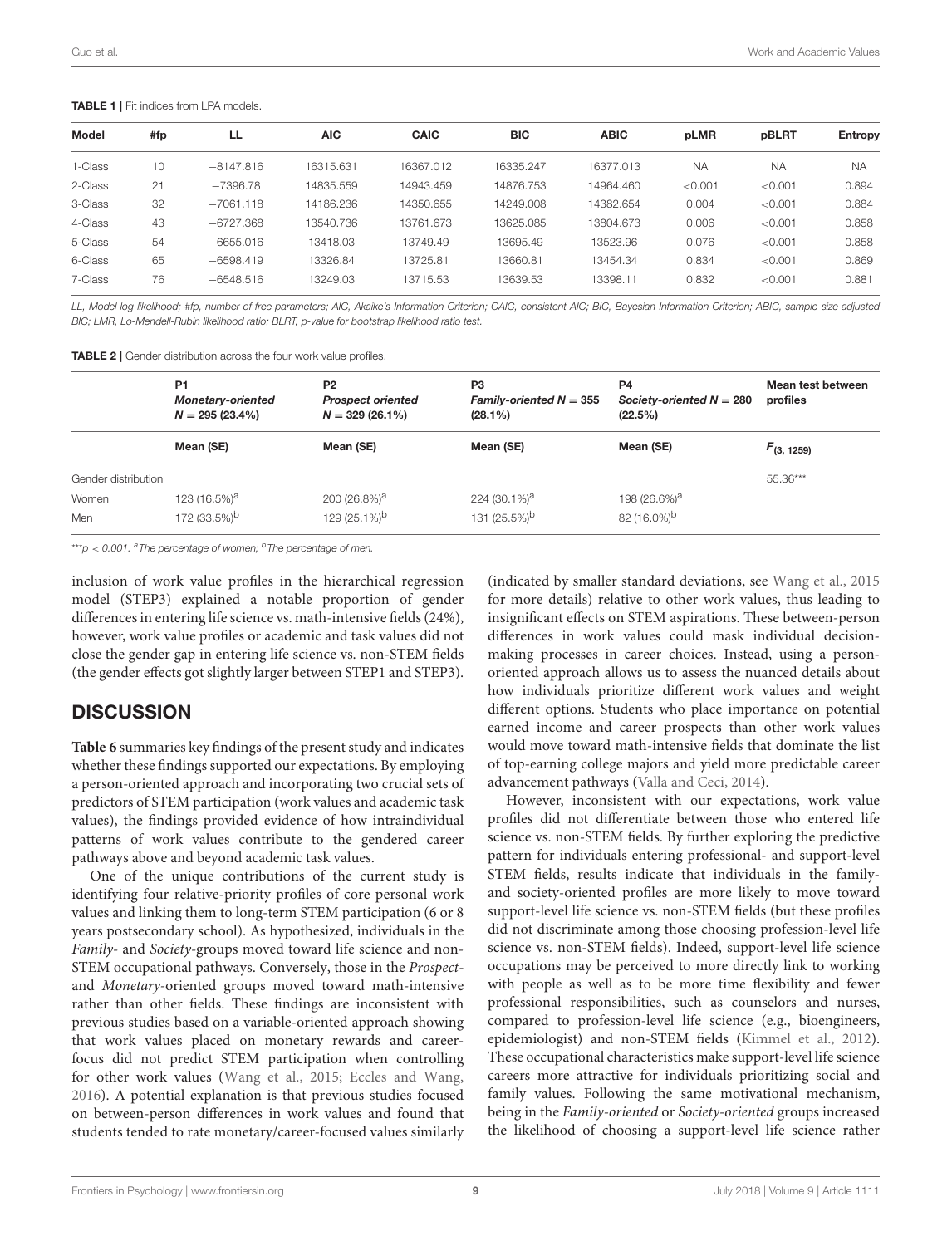**TABLE 1 |** Fit indices from LPA models.

| Model | #fp | LL | AIC | CAIC | BIC | ABIC | pLMR | pBLRT | Entropy |
|---|---|---|---|---|---|---|---|---|---|
| 1-Class | 10 | −8147.816 | 16315.631 | 16367.012 | 16335.247 | 16377.013 | NA | NA | NA |
| 2-Class | 21 | −7396.78 | 14835.559 | 14943.459 | 14876.753 | 14964.460 | <0.001 | <0.001 | 0.894 |
| 3-Class | 32 | −7061.118 | 14186.236 | 14350.655 | 14249.008 | 14382.654 | 0.004 | <0.001 | 0.884 |
| 4-Class | 43 | −6727.368 | 13540.736 | 13761.673 | 13625.085 | 13804.673 | 0.006 | <0.001 | 0.858 |
| 5-Class | 54 | −6655.016 | 13418.03 | 13749.49 | 13695.49 | 13523.96 | 0.076 | <0.001 | 0.858 |
| 6-Class | 65 | −6598.419 | 13326.84 | 13725.81 | 13660.81 | 13454.34 | 0.834 | <0.001 | 0.869 |
| 7-Class | 76 | −6548.516 | 13249.03 | 13715.53 | 13639.53 | 13398.11 | 0.832 | <0.001 | 0.881 |

*LL, Model log-likelihood; #fp, number of free parameters; AIC, Akaike's Information Criterion; CAIC, consistent AIC; BIC, Bayesian Information Criterion; ABIC, sample-size adjusted BIC; LMR, Lo-Mendell-Rubin likelihood ratio; BLRT, p-value for bootstrap likelihood ratio test.*

**TABLE 2 |** Gender distribution across the four work value profiles.

| | P1 *Monetary-oriented* $N = 295$ (23.4%) | P2 *Prospect oriented* $N = 329$ (26.1%) | P3 *Family-oriented* $N = 355$ (28.1%) | P4 *Society-oriented* $N = 280$ (22.5%) | Mean test between profiles |
|---|---|---|---|---|---|
| | Mean (SE) | Mean (SE) | Mean (SE) | Mean (SE) | $F_{(3, 1259)}$ |
| Gender distribution | | | | | 55.36*** |
| Women | 123 (16.5%)[a] | 200 (26.8%)[a] | 224 (30.1%)[a] | 198 (26.6%)[a] | |
| Men | 172 (33.5%)[b] | 129 (25.1%)[b] | 131 (25.5%)[b] | 82 (16.0%)[b] | |

****$p < 0.001$. [a]The percentage of women; [b]The percentage of men.*

inclusion of work value profiles in the hierarchical regression model (STEP3) explained a notable proportion of gender differences in entering life science vs. math-intensive fields (24%), however, work value profiles or academic and task values did not close the gender gap in entering life science vs. non-STEM fields (the gender effects got slightly larger between STEP1 and STEP3).

## DISCUSSION

**Table 6** summaries key findings of the present study and indicates whether these findings supported our expectations. By employing a person-oriented approach and incorporating two crucial sets of predictors of STEM participation (work values and academic task values), the findings provided evidence of how intraindividual patterns of work values contribute to the gendered career pathways above and beyond academic task values.

One of the unique contributions of the current study is identifying four relative-priority profiles of core personal work values and linking them to long-term STEM participation (6 or 8 years postsecondary school). As hypothesized, individuals in the *Family*- and *Society*-groups moved toward life science and non-STEM occupational pathways. Conversely, those in the *Prospect*- and *Monetary*-oriented groups moved toward math-intensive rather than other fields. These findings are inconsistent with previous studies based on a variable-oriented approach showing that work values placed on monetary rewards and career-focus did not predict STEM participation when controlling for other work values (Wang et al., 2015; Eccles and Wang, 2016). A potential explanation is that previous studies focused on between-person differences in work values and found that students tended to rate monetary/career-focused values similarly (indicated by smaller standard deviations, see Wang et al., 2015 for more details) relative to other work values, thus leading to insignificant effects on STEM aspirations. These between-person differences in work values could mask individual decision-making processes in career choices. Instead, using a person-oriented approach allows us to assess the nuanced details about how individuals prioritize different work values and weight different options. Students who place importance on potential earned income and career prospects than other work values would move toward math-intensive fields that dominate the list of top-earning college majors and yield more predictable career advancement pathways (Valla and Ceci, 2014).

However, inconsistent with our expectations, work value profiles did not differentiate between those who entered life science vs. non-STEM fields. By further exploring the predictive pattern for individuals entering professional- and support-level STEM fields, results indicate that individuals in the family- and society-oriented profiles are more likely to move toward support-level life science vs. non-STEM fields (but these profiles did not discriminate among those choosing profession-level life science vs. non-STEM fields). Indeed, support-level life science occupations may be perceived to more directly link to working with people as well as to be more time flexibility and fewer professional responsibilities, such as counselors and nurses, compared to profession-level life science (e.g., bioengineers, epidemiologist) and non-STEM fields (Kimmel et al., 2012). These occupational characteristics make support-level life science careers more attractive for individuals prioritizing social and family values. Following the same motivational mechanism, being in the *Family-oriented* or *Society-oriented* groups increased the likelihood of choosing a support-level life science rather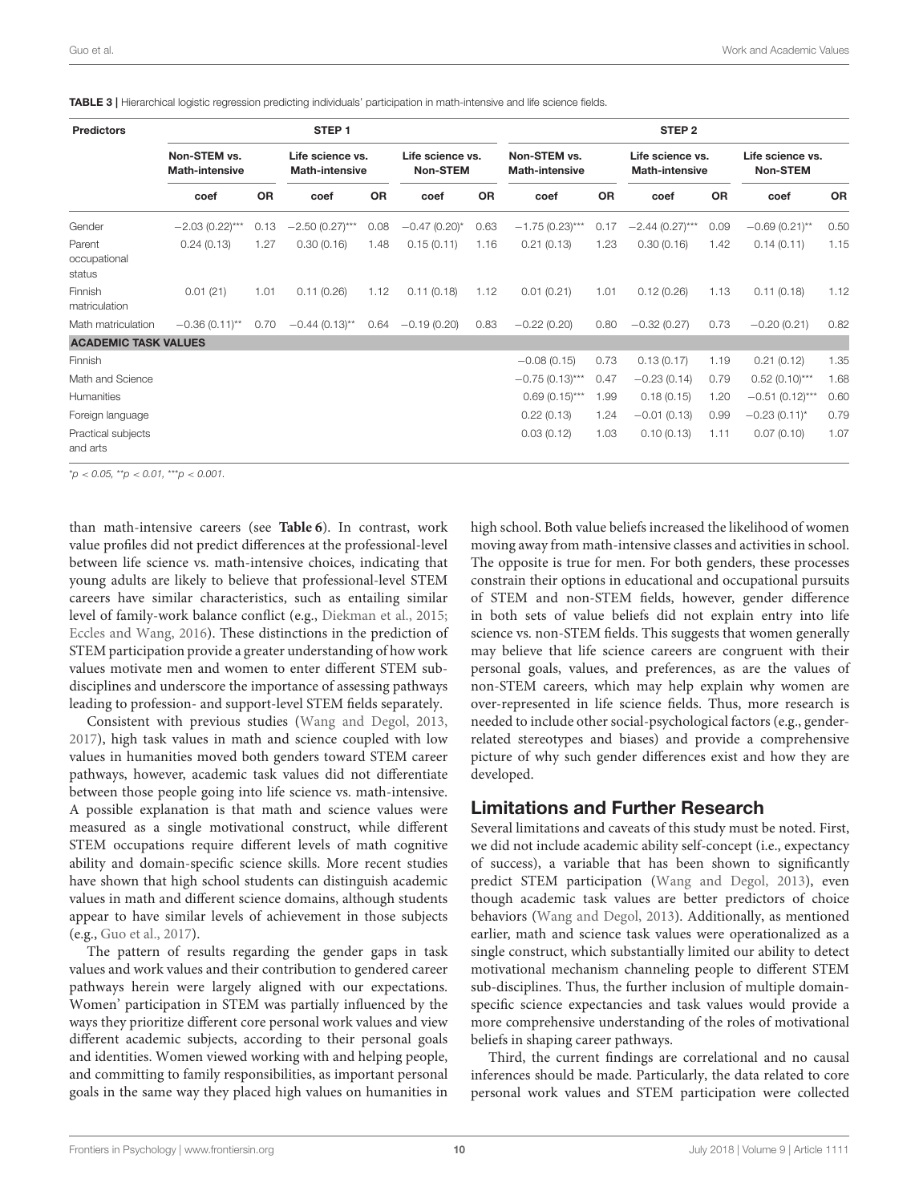**TABLE 3** | Hierarchical logistic regression predicting individuals' participation in math-intensive and life science fields.

| Predictors | STEP 1 | | | | | | STEP 2 | | | | | |
|---|---|---|---|---|---|---|---|---|---|---|---|---|
| | Non-STEM vs. Math-intensive | | Life science vs. Math-intensive | | Life science vs. Non-STEM | | Non-STEM vs. Math-intensive | | Life science vs. Math-intensive | | Life science vs. Non-STEM | |
| | coef | OR | coef | OR | coef | OR | coef | OR | coef | OR | coef | OR |
| Gender | −2.03 (0.22)*** | 0.13 | −2.50 (0.27)*** | 0.08 | −0.47 (0.20)* | 0.63 | −1.75 (0.23)*** | 0.17 | −2.44 (0.27)*** | 0.09 | −0.69 (0.21)** | 0.50 |
| Parent occupational status | 0.24 (0.13) | 1.27 | 0.30 (0.16) | 1.48 | 0.15 (0.11) | 1.16 | 0.21 (0.13) | 1.23 | 0.30 (0.16) | 1.42 | 0.14 (0.11) | 1.15 |
| Finnish matriculation | 0.01 (21) | 1.01 | 0.11 (0.26) | 1.12 | 0.11 (0.18) | 1.12 | 0.01 (0.21) | 1.01 | 0.12 (0.26) | 1.13 | 0.11 (0.18) | 1.12 |
| Math matriculation | −0.36 (0.11)** | 0.70 | −0.44 (0.13)** | 0.64 | −0.19 (0.20) | 0.83 | −0.22 (0.20) | 0.80 | −0.32 (0.27) | 0.73 | −0.20 (0.21) | 0.82 |
| **ACADEMIC TASK VALUES** | | | | | | | | | | | | |
| Finnish | | | | | | | −0.08 (0.15) | 0.73 | 0.13 (0.17) | 1.19 | 0.21 (0.12) | 1.35 |
| Math and Science | | | | | | | −0.75 (0.13)*** | 0.47 | −0.23 (0.14) | 0.79 | 0.52 (0.10)*** | 1.68 |
| Humanities | | | | | | | 0.69 (0.15)*** | 1.99 | 0.18 (0.15) | 1.20 | −0.51 (0.12)*** | 0.60 |
| Foreign language | | | | | | | 0.22 (0.13) | 1.24 | −0.01 (0.13) | 0.99 | −0.23 (0.11)* | 0.79 |
| Practical subjects and arts | | | | | | | 0.03 (0.12) | 1.03 | 0.10 (0.13) | 1.11 | 0.07 (0.10) | 1.07 |

*$p < 0.05$, **$p < 0.01$, ***$p < 0.001$.

than math-intensive careers (see **Table 6**). In contrast, work value profiles did not predict differences at the professional-level between life science vs. math-intensive choices, indicating that young adults are likely to believe that professional-level STEM careers have similar characteristics, such as entailing similar level of family-work balance conflict (e.g., Diekman et al., 2015; Eccles and Wang, 2016). These distinctions in the prediction of STEM participation provide a greater understanding of how work values motivate men and women to enter different STEM sub-disciplines and underscore the importance of assessing pathways leading to profession- and support-level STEM fields separately.

Consistent with previous studies (Wang and Degol, 2013, 2017), high task values in math and science coupled with low values in humanities moved both genders toward STEM career pathways, however, academic task values did not differentiate between those people going into life science vs. math-intensive. A possible explanation is that math and science values were measured as a single motivational construct, while different STEM occupations require different levels of math cognitive ability and domain-specific science skills. More recent studies have shown that high school students can distinguish academic values in math and different science domains, although students appear to have similar levels of achievement in those subjects (e.g., Guo et al., 2017).

The pattern of results regarding the gender gaps in task values and work values and their contribution to gendered career pathways herein were largely aligned with our expectations. Women' participation in STEM was partially influenced by the ways they prioritize different core personal work values and view different academic subjects, according to their personal goals and identities. Women viewed working with and helping people, and committing to family responsibilities, as important personal goals in the same way they placed high values on humanities in high school. Both value beliefs increased the likelihood of women moving away from math-intensive classes and activities in school. The opposite is true for men. For both genders, these processes constrain their options in educational and occupational pursuits of STEM and non-STEM fields, however, gender difference in both sets of value beliefs did not explain entry into life science vs. non-STEM fields. This suggests that women generally may believe that life science careers are congruent with their personal goals, values, and preferences, as are the values of non-STEM careers, which may help explain why women are over-represented in life science fields. Thus, more research is needed to include other social-psychological factors (e.g., gender-related stereotypes and biases) and provide a comprehensive picture of why such gender differences exist and how they are developed.

## Limitations and Further Research

Several limitations and caveats of this study must be noted. First, we did not include academic ability self-concept (i.e., expectancy of success), a variable that has been shown to significantly predict STEM participation (Wang and Degol, 2013), even though academic task values are better predictors of choice behaviors (Wang and Degol, 2013). Additionally, as mentioned earlier, math and science task values were operationalized as a single construct, which substantially limited our ability to detect motivational mechanism channeling people to different STEM sub-disciplines. Thus, the further inclusion of multiple domain-specific science expectancies and task values would provide a more comprehensive understanding of the roles of motivational beliefs in shaping career pathways.

Third, the current findings are correlational and no causal inferences should be made. Particularly, the data related to core personal work values and STEM participation were collected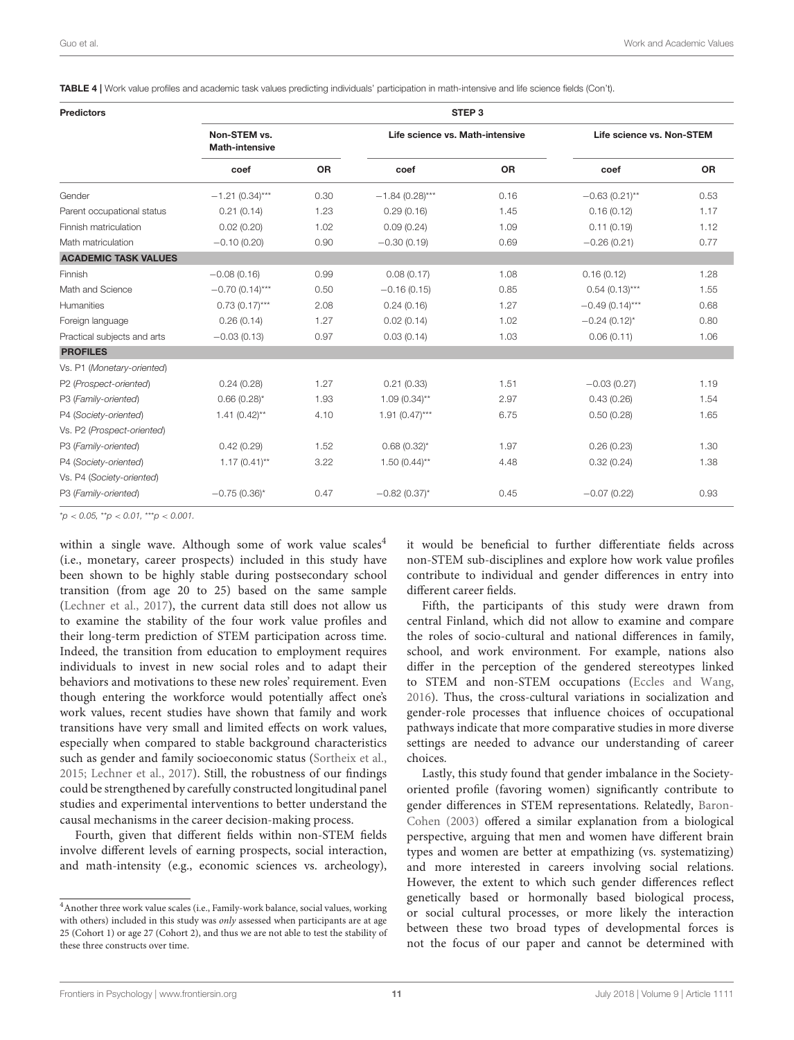**TABLE 4 |** Work value profiles and academic task values predicting individuals' participation in math-intensive and life science fields (Con't).

| Predictors | STEP 3 | | | | | |
|---|---|---|---|---|---|---|
| | Non-STEM vs. Math-intensive | | Life science vs. Math-intensive | | Life science vs. Non-STEM | |
| | coef | OR | coef | OR | coef | OR |
| Gender | −1.21 (0.34)*** | 0.30 | −1.84 (0.28)*** | 0.16 | −0.63 (0.21)** | 0.53 |
| Parent occupational status | 0.21 (0.14) | 1.23 | 0.29 (0.16) | 1.45 | 0.16 (0.12) | 1.17 |
| Finnish matriculation | 0.02 (0.20) | 1.02 | 0.09 (0.24) | 1.09 | 0.11 (0.19) | 1.12 |
| Math matriculation | −0.10 (0.20) | 0.90 | −0.30 (0.19) | 0.69 | −0.26 (0.21) | 0.77 |
| **ACADEMIC TASK VALUES** | | | | | | |
| Finnish | −0.08 (0.16) | 0.99 | 0.08 (0.17) | 1.08 | 0.16 (0.12) | 1.28 |
| Math and Science | −0.70 (0.14)*** | 0.50 | −0.16 (0.15) | 0.85 | 0.54 (0.13)*** | 1.55 |
| Humanities | 0.73 (0.17)*** | 2.08 | 0.24 (0.16) | 1.27 | −0.49 (0.14)*** | 0.68 |
| Foreign language | 0.26 (0.14) | 1.27 | 0.02 (0.14) | 1.02 | −0.24 (0.12)* | 0.80 |
| Practical subjects and arts | −0.03 (0.13) | 0.97 | 0.03 (0.14) | 1.03 | 0.06 (0.11) | 1.06 |
| **PROFILES** | | | | | | |
| Vs. P1 (*Monetary-oriented*) | | | | | | |
| P2 (*Prospect-oriented*) | 0.24 (0.28) | 1.27 | 0.21 (0.33) | 1.51 | −0.03 (0.27) | 1.19 |
| P3 (*Family-oriented*) | 0.66 (0.28)* | 1.93 | 1.09 (0.34)** | 2.97 | 0.43 (0.26) | 1.54 |
| P4 (*Society-oriented*) | 1.41 (0.42)** | 4.10 | 1.91 (0.47)*** | 6.75 | 0.50 (0.28) | 1.65 |
| Vs. P2 (*Prospect-oriented*) | | | | | | |
| P3 (*Family-oriented*) | 0.42 (0.29) | 1.52 | 0.68 (0.32)* | 1.97 | 0.26 (0.23) | 1.30 |
| P4 (*Society-oriented*) | 1.17 (0.41)** | 3.22 | 1.50 (0.44)** | 4.48 | 0.32 (0.24) | 1.38 |
| Vs. P4 (*Society-oriented*) | | | | | | |
| P3 (*Family-oriented*) | −0.75 (0.36)* | 0.47 | −0.82 (0.37)* | 0.45 | −0.07 (0.22) | 0.93 |

*$p < 0.05$, **$p < 0.01$, ***$p < 0.001$.

within a single wave. Although some of work value scales[4] (i.e., monetary, career prospects) included in this study have been shown to be highly stable during postsecondary school transition (from age 20 to 25) based on the same sample (Lechner et al., 2017), the current data still does not allow us to examine the stability of the four work value profiles and their long-term prediction of STEM participation across time. Indeed, the transition from education to employment requires individuals to invest in new social roles and to adapt their behaviors and motivations to these new roles' requirement. Even though entering the workforce would potentially affect one's work values, recent studies have shown that family and work transitions have very small and limited effects on work values, especially when compared to stable background characteristics such as gender and family socioeconomic status (Sortheix et al., 2015; Lechner et al., 2017). Still, the robustness of our findings could be strengthened by carefully constructed longitudinal panel studies and experimental interventions to better understand the causal mechanisms in the career decision-making process.

Fourth, given that different fields within non-STEM fields involve different levels of earning prospects, social interaction, and math-intensity (e.g., economic sciences vs. archeology), it would be beneficial to further differentiate fields across non-STEM sub-disciplines and explore how work value profiles contribute to individual and gender differences in entry into different career fields.

Fifth, the participants of this study were drawn from central Finland, which did not allow to examine and compare the roles of socio-cultural and national differences in family, school, and work environment. For example, nations also differ in the perception of the gendered stereotypes linked to STEM and non-STEM occupations (Eccles and Wang, 2016). Thus, the cross-cultural variations in socialization and gender-role processes that influence choices of occupational pathways indicate that more comparative studies in more diverse settings are needed to advance our understanding of career choices.

Lastly, this study found that gender imbalance in the Society-oriented profile (favoring women) significantly contribute to gender differences in STEM representations. Relatedly, Baron-Cohen (2003) offered a similar explanation from a biological perspective, arguing that men and women have different brain types and women are better at empathizing (vs. systematizing) and more interested in careers involving social relations. However, the extent to which such gender differences reflect genetically based or hormonally based biological process, or social cultural processes, or more likely the interaction between these two broad types of developmental forces is not the focus of our paper and cannot be determined with

[4] Another three work value scales (i.e., Family-work balance, social values, working with others) included in this study was *only* assessed when participants are at age 25 (Cohort 1) or age 27 (Cohort 2), and thus we are not able to test the stability of these three constructs over time.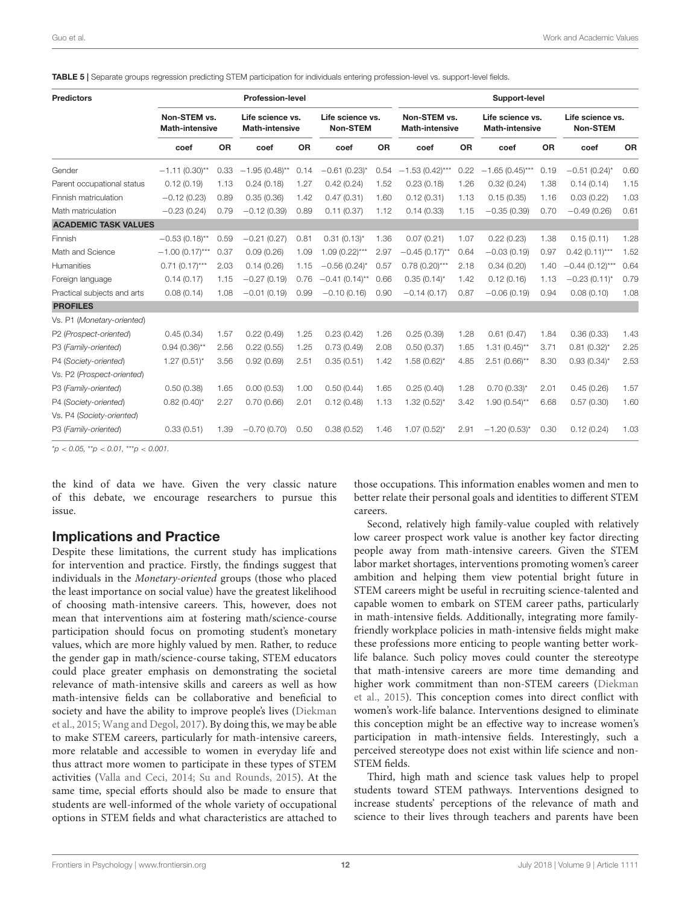**TABLE 5 |** Separate groups regression predicting STEM participation for individuals entering profession-level vs. support-level fields.

| Predictors | Profession-level | | | | | | Support-level | | | | | |
|---|---|---|---|---|---|---|---|---|---|---|---|---|
| | Non-STEM vs. Math-intensive | | Life science vs. Math-intensive | | Life science vs. Non-STEM | | Non-STEM vs. Math-intensive | | Life science vs. Math-intensive | | Life science vs. Non-STEM | |
| | coef | OR | coef | OR | coef | OR | coef | OR | coef | OR | coef | OR |
| Gender | −1.11 (0.30)** | 0.33 | −1.95 (0.48)** | 0.14 | −0.61 (0.23)* | 0.54 | −1.53 (0.42)*** | 0.22 | −1.65 (0.45)*** | 0.19 | −0.51 (0.24)* | 0.60 |
| Parent occupational status | 0.12 (0.19) | 1.13 | 0.24 (0.18) | 1.27 | 0.42 (0.24) | 1.52 | 0.23 (0.18) | 1.26 | 0.32 (0.24) | 1.38 | 0.14 (0.14) | 1.15 |
| Finnish matriculation | −0.12 (0.23) | 0.89 | 0.35 (0.36) | 1.42 | 0.47 (0.31) | 1.60 | 0.12 (0.31) | 1.13 | 0.15 (0.35) | 1.16 | 0.03 (0.22) | 1.03 |
| Math matriculation | −0.23 (0.24) | 0.79 | −0.12 (0.39) | 0.89 | 0.11 (0.37) | 1.12 | 0.14 (0.33) | 1.15 | −0.35 (0.39) | 0.70 | −0.49 (0.26) | 0.61 |
| **ACADEMIC TASK VALUES** | | | | | | | | | | | | |
| Finnish | −0.53 (0.18)** | 0.59 | −0.21 (0.27) | 0.81 | 0.31 (0.13)* | 1.36 | 0.07 (0.21) | 1.07 | 0.22 (0.23) | 1.38 | 0.15 (0.11) | 1.28 |
| Math and Science | −1.00 (0.17)*** | 0.37 | 0.09 (0.26) | 1.09 | 1.09 (0.22)*** | 2.97 | −0.45 (0.17)** | 0.64 | −0.03 (0.19) | 0.97 | 0.42 (0.11)*** | 1.52 |
| Humanities | 0.71 (0.17)*** | 2.03 | 0.14 (0.26) | 1.15 | −0.56 (0.24)* | 0.57 | 0.78 (0.20)*** | 2.18 | 0.34 (0.20) | 1.40 | −0.44 (0.12)*** | 0.64 |
| Foreign language | 0.14 (0.17) | 1.15 | −0.27 (0.19) | 0.76 | −0.41 (0.14)** | 0.66 | 0.35 (0.14)* | 1.42 | 0.12 (0.16) | 1.13 | −0.23 (0.11)* | 0.79 |
| Practical subjects and arts | 0.08 (0.14) | 1.08 | −0.01 (0.19) | 0.99 | −0.10 (0.16) | 0.90 | −0.14 (0.17) | 0.87 | −0.06 (0.19) | 0.94 | 0.08 (0.10) | 1.08 |
| **PROFILES** | | | | | | | | | | | | |
| Vs. P1 (*Monetary-oriented*) | | | | | | | | | | | | |
| P2 (*Prospect-oriented*) | 0.45 (0.34) | 1.57 | 0.22 (0.49) | 1.25 | 0.23 (0.42) | 1.26 | 0.25 (0.39) | 1.28 | 0.61 (0.47) | 1.84 | 0.36 (0.33) | 1.43 |
| P3 (*Family-oriented*) | 0.94 (0.36)** | 2.56 | 0.22 (0.55) | 1.25 | 0.73 (0.49) | 2.08 | 0.50 (0.37) | 1.65 | 1.31 (0.45)** | 3.71 | 0.81 (0.32)* | 2.25 |
| P4 (*Society-oriented*) | 1.27 (0.51)* | 3.56 | 0.92 (0.69) | 2.51 | 0.35 (0.51) | 1.42 | 1.58 (0.62)* | 4.85 | 2.51 (0.66)** | 8.30 | 0.93 (0.34)* | 2.53 |
| Vs. P2 (*Prospect-oriented*) | | | | | | | | | | | | |
| P3 (*Family-oriented*) | 0.50 (0.38) | 1.65 | 0.00 (0.53) | 1.00 | 0.50 (0.44) | 1.65 | 0.25 (0.40) | 1.28 | 0.70 (0.33)* | 2.01 | 0.45 (0.26) | 1.57 |
| P4 (*Society-oriented*) | 0.82 (0.40)* | 2.27 | 0.70 (0.66) | 2.01 | 0.12 (0.48) | 1.13 | 1.32 (0.52)* | 3.42 | 1.90 (0.54)** | 6.68 | 0.57 (0.30) | 1.60 |
| Vs. P4 (*Society-oriented*) | | | | | | | | | | | | |
| P3 (*Family-oriented*) | 0.33 (0.51) | 1.39 | −0.70 (0.70) | 0.50 | 0.38 (0.52) | 1.46 | 1.07 (0.52)* | 2.91 | −1.20 (0.53)* | 0.30 | 0.12 (0.24) | 1.03 |

*$p < 0.05$, **$p < 0.01$, ***$p < 0.001$.

the kind of data we have. Given the very classic nature of this debate, we encourage researchers to pursue this issue.

## Implications and Practice

Despite these limitations, the current study has implications for intervention and practice. Firstly, the findings suggest that individuals in the *Monetary-oriented* groups (those who placed the least importance on social value) have the greatest likelihood of choosing math-intensive careers. This, however, does not mean that interventions aim at fostering math/science-course participation should focus on promoting student's monetary values, which are more highly valued by men. Rather, to reduce the gender gap in math/science-course taking, STEM educators could place greater emphasis on demonstrating the societal relevance of math-intensive skills and careers as well as how math-intensive fields can be collaborative and beneficial to society and have the ability to improve people's lives (Diekman et al., 2015; Wang and Degol, 2017). By doing this, we may be able to make STEM careers, particularly for math-intensive careers, more relatable and accessible to women in everyday life and thus attract more women to participate in these types of STEM activities (Valla and Ceci, 2014; Su and Rounds, 2015). At the same time, special efforts should also be made to ensure that students are well-informed of the whole variety of occupational options in STEM fields and what characteristics are attached to those occupations. This information enables women and men to better relate their personal goals and identities to different STEM careers.

Second, relatively high family-value coupled with relatively low career prospect work value is another key factor directing people away from math-intensive careers. Given the STEM labor market shortages, interventions promoting women's career ambition and helping them view potential bright future in STEM careers might be useful in recruiting science-talented and capable women to embark on STEM career paths, particularly in math-intensive fields. Additionally, integrating more family-friendly workplace policies in math-intensive fields might make these professions more enticing to people wanting better work-life balance. Such policy moves could counter the stereotype that math-intensive careers are more time demanding and higher work commitment than non-STEM careers (Diekman et al., 2015). This conception comes into direct conflict with women's work-life balance. Interventions designed to eliminate this conception might be an effective way to increase women's participation in math-intensive fields. Interestingly, such a perceived stereotype does not exist within life science and non-STEM fields.

Third, high math and science task values help to propel students toward STEM pathways. Interventions designed to increase students' perceptions of the relevance of math and science to their lives through teachers and parents have been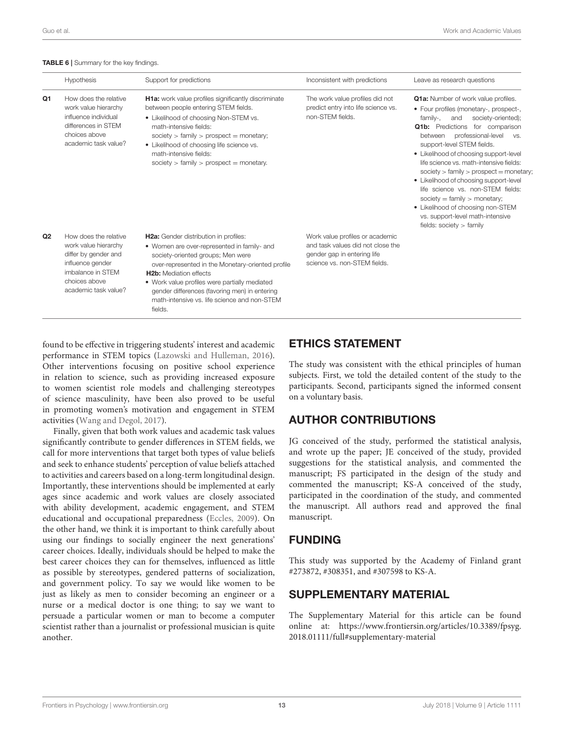**TABLE 6 |** Summary for the key findings.

| | Hypothesis | Support for predictions | Inconsistent with predictions | Leave as research questions |
|---|---|---|---|---|
| **Q1** | How does the relative work value hierarchy influence individual differences in STEM choices above academic task value? | **H1a:** work value profiles significantly discriminate between people entering STEM fields.<br>• Likelihood of choosing Non-STEM vs. math-intensive fields: society > family > prospect = monetary;<br>• Likelihood of choosing life science vs. math-intensive fields: society > family > prospect = monetary. | The work value profiles did not predict entry into life science vs. non-STEM fields. | **Q1a:** Number of work value profiles.<br>• Four profiles (monetary-, prospect-, family-, and society-oriented);<br>**Q1b:** Predictions for comparison between professional-level vs. support-level STEM fields.<br>• Likelihood of choosing support-level life science vs. math-intensive fields: society > family > prospect = monetary;<br>• Likelihood of choosing support-level life science vs. non-STEM fields: society = family > monetary;<br>• Likelihood of choosing non-STEM vs. support-level math-intensive fields: society > family |
| **Q2** | How does the relative work value hierarchy differ by gender and influence gender imbalance in STEM choices above academic task value? | **H2a:** Gender distribution in profiles:<br>• Women are over-represented in family- and society-oriented groups; Men were over-represented in the Monetary-oriented profile<br>**H2b:** Mediation effects<br>• Work value profiles were partially mediated gender differences (favoring men) in entering math-intensive vs. life science and non-STEM fields. | Work value profiles or academic and task values did not close the gender gap in entering life science vs. non-STEM fields. | |

found to be effective in triggering students' interest and academic performance in STEM topics (Lazowski and Hulleman, 2016). Other interventions focusing on positive school experience in relation to science, such as providing increased exposure to women scientist role models and challenging stereotypes of science masculinity, have been also proved to be useful in promoting women's motivation and engagement in STEM activities (Wang and Degol, 2017).

Finally, given that both work values and academic task values significantly contribute to gender differences in STEM fields, we call for more interventions that target both types of value beliefs and seek to enhance students' perception of value beliefs attached to activities and careers based on a long-term longitudinal design. Importantly, these interventions should be implemented at early ages since academic and work values are closely associated with ability development, academic engagement, and STEM educational and occupational preparedness (Eccles, 2009). On the other hand, we think it is important to think carefully about using our findings to socially engineer the next generations' career choices. Ideally, individuals should be helped to make the best career choices they can for themselves, influenced as little as possible by stereotypes, gendered patterns of socialization, and government policy. To say we would like women to be just as likely as men to consider becoming an engineer or a nurse or a medical doctor is one thing; to say we want to persuade a particular women or man to become a computer scientist rather than a journalist or professional musician is quite another.

## ETHICS STATEMENT

The study was consistent with the ethical principles of human subjects. First, we told the detailed content of the study to the participants. Second, participants signed the informed consent on a voluntary basis.

## AUTHOR CONTRIBUTIONS

JG conceived of the study, performed the statistical analysis, and wrote up the paper; JE conceived of the study, provided suggestions for the statistical analysis, and commented the manuscript; FS participated in the design of the study and commented the manuscript; KS-A conceived of the study, participated in the coordination of the study, and commented the manuscript. All authors read and approved the final manuscript.

## FUNDING

This study was supported by the Academy of Finland grant #273872, #308351, and #307598 to KS-A.

## SUPPLEMENTARY MATERIAL

The Supplementary Material for this article can be found online at: https://www.frontiersin.org/articles/10.3389/fpsyg.2018.01111/full#supplementary-material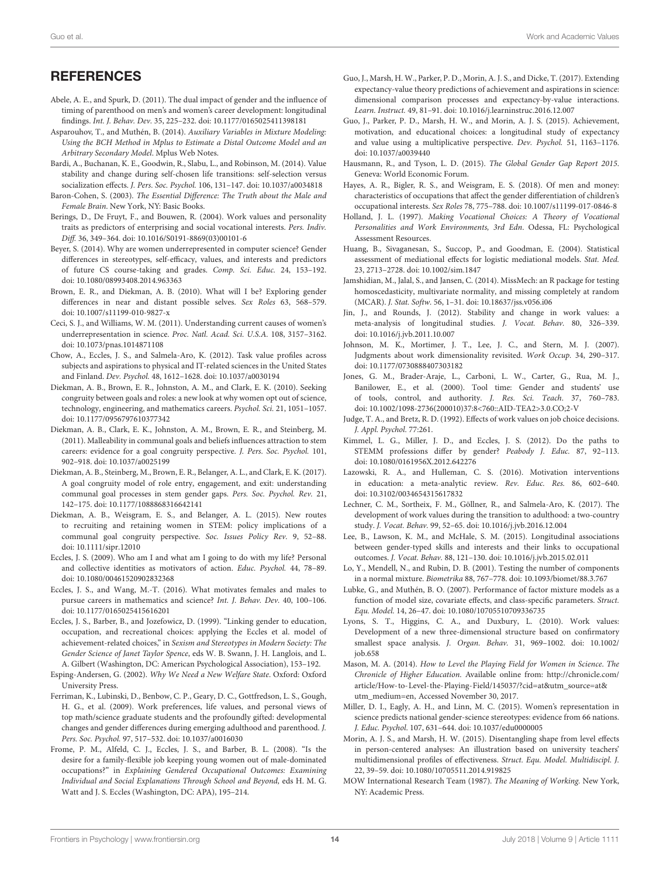## REFERENCES

Abele, A. E., and Spurk, D. (2011). The dual impact of gender and the influence of timing of parenthood on men's and women's career development: longitudinal findings. *Int. J. Behav. Dev.* 35, 225–232. doi: 10.1177/0165025411398181

Asparouhov, T., and Muthén, B. (2014). *Auxiliary Variables in Mixture Modeling: Using the BCH Method in Mplus to Estimate a Distal Outcome Model and an Arbitrary Secondary Model*. Mplus Web Notes.

Bardi, A., Buchanan, K. E., Goodwin, R., Slabu, L., and Robinson, M. (2014). Value stability and change during self-chosen life transitions: self-selection versus socialization effects. *J. Pers. Soc. Psychol.* 106, 131–147. doi: 10.1037/a0034818

Baron-Cohen, S. (2003). *The Essential Difference: The Truth about the Male and Female Brain*. New York, NY: Basic Books.

Berings, D., De Fruyt, F., and Bouwen, R. (2004). Work values and personality traits as predictors of enterprising and social vocational interests. *Pers. Indiv. Diff.* 36, 349–364. doi: 10.1016/S0191-8869(03)00101-6

Beyer, S. (2014). Why are women underrepresented in computer science? Gender differences in stereotypes, self-efficacy, values, and interests and predictors of future CS course-taking and grades. *Comp. Sci. Educ.* 24, 153–192. doi: 10.1080/08993408.2014.963363

Brown, E. R., and Diekman, A. B. (2010). What will I be? Exploring gender differences in near and distant possible selves. *Sex Roles* 63, 568–579. doi: 10.1007/s11199-010-9827-x

Ceci, S. J., and Williams, W. M. (2011). Understanding current causes of women's underrepresentation in science. *Proc. Natl. Acad. Sci. U.S.A.* 108, 3157–3162. doi: 10.1073/pnas.1014871108

Chow, A., Eccles, J. S., and Salmela-Aro, K. (2012). Task value profiles across subjects and aspirations to physical and IT-related sciences in the United States and Finland. *Dev. Psychol.* 48, 1612–1628. doi: 10.1037/a0030194

Diekman, A. B., Brown, E. R., Johnston, A. M., and Clark, E. K. (2010). Seeking congruity between goals and roles: a new look at why women opt out of science, technology, engineering, and mathematics careers. *Psychol. Sci.* 21, 1051–1057. doi: 10.1177/0956797610377342

Diekman, A. B., Clark, E. K., Johnston, A. M., Brown, E. R., and Steinberg, M. (2011). Malleability in communal goals and beliefs influences attraction to stem careers: evidence for a goal congruity perspective. *J. Pers. Soc. Psychol.* 101, 902–918. doi: 10.1037/a0025199

Diekman, A. B., Steinberg, M., Brown, E. R., Belanger, A. L., and Clark, E. K. (2017). A goal congruity model of role entry, engagement, and exit: understanding communal goal processes in stem gender gaps. *Pers. Soc. Psychol. Rev.* 21, 142–175. doi: 10.1177/1088868316642141

Diekman, A. B., Weisgram, E. S., and Belanger, A. L. (2015). New routes to recruiting and retaining women in STEM: policy implications of a communal goal congruity perspective. *Soc. Issues Policy Rev.* 9, 52–88. doi: 10.1111/sipr.12010

Eccles, J. S. (2009). Who am I and what am I going to do with my life? Personal and collective identities as motivators of action. *Educ. Psychol.* 44, 78–89. doi: 10.1080/00461520902832368

Eccles, J. S., and Wang, M.-T. (2016). What motivates females and males to pursue careers in mathematics and science? *Int. J. Behav. Dev.* 40, 100–106. doi: 10.1177/0165025415616201

Eccles, J. S., Barber, B., and Jozefowicz, D. (1999). "Linking gender to education, occupation, and recreational choices: applying the Eccles et al. model of achievement-related choices," in *Sexism and Stereotypes in Modern Society: The Gender Science of Janet Taylor Spence*, eds W. B. Swann, J. H. Langlois, and L. A. Gilbert (Washington, DC: American Psychological Association), 153–192.

Esping-Andersen, G. (2002). *Why We Need a New Welfare State*. Oxford: Oxford University Press.

Ferriman, K., Lubinski, D., Benbow, C. P., Geary, D. C., Gottfredson, L. S., Gough, H. G., et al. (2009). Work preferences, life values, and personal views of top math/science graduate students and the profoundly gifted: developmental changes and gender differences during emerging adulthood and parenthood. *J. Pers. Soc. Psychol.* 97, 517–532. doi: 10.1037/a0016030

Frome, P. M., Alfeld, C. J., Eccles, J. S., and Barber, B. L. (2008). "Is the desire for a family-flexible job keeping young women out of male-dominated occupations?" in *Explaining Gendered Occupational Outcomes: Examining Individual and Social Explanations Through School and Beyond*, eds H. M. G. Watt and J. S. Eccles (Washington, DC: APA), 195–214.

Guo, J., Marsh, H. W., Parker, P. D., Morin, A. J. S., and Dicke, T. (2017). Extending expectancy-value theory predictions of achievement and aspirations in science: dimensional comparison processes and expectancy-by-value interactions. *Learn. Instruct.* 49, 81–91. doi: 10.1016/j.learninstruc.2016.12.007

Guo, J., Parker, P. D., Marsh, H. W., and Morin, A. J. S. (2015). Achievement, motivation, and educational choices: a longitudinal study of expectancy and value using a multiplicative perspective. *Dev. Psychol.* 51, 1163–1176. doi: 10.1037/a0039440

Hausmann, R., and Tyson, L. D. (2015). *The Global Gender Gap Report 2015*. Geneva: World Economic Forum.

Hayes, A. R., Bigler, R. S., and Weisgram, E. S. (2018). Of men and money: characteristics of occupations that affect the gender differentiation of children's occupational interests. *Sex Roles* 78, 775–788. doi: 10.1007/s11199-017-0846-8

Holland, J. L. (1997). *Making Vocational Choices: A Theory of Vocational Personalities and Work Environments, 3rd Edn*. Odessa, FL: Psychological Assessment Resources.

Huang, B., Sivaganesan, S., Succop, P., and Goodman, E. (2004). Statistical assessment of mediational effects for logistic mediational models. *Stat. Med.* 23, 2713–2728. doi: 10.1002/sim.1847

Jamshidian, M., Jalal, S., and Jansen, C. (2014). MissMech: an R package for testing homoscedasticity, multivariate normality, and missing completely at random (MCAR). *J. Stat. Softw.* 56, 1–31. doi: 10.18637/jss.v056.i06

Jin, J., and Rounds, J. (2012). Stability and change in work values: a meta-analysis of longitudinal studies. *J. Vocat. Behav.* 80, 326–339. doi: 10.1016/j.jvb.2011.10.007

Johnson, M. K., Mortimer, J. T., Lee, J. C., and Stern, M. J. (2007). Judgments about work dimensionality revisited. *Work Occup.* 34, 290–317. doi: 10.1177/0730888407303182

Jones, G. M., Brader-Araje, L., Carboni, L. W., Carter, G., Rua, M. J., Banilower, E., et al. (2000). Tool time: Gender and students' use of tools, control, and authority. *J. Res. Sci. Teach.* 37, 760–783. doi: 10.1002/1098-2736(200010)37:8<760::AID-TEA2>3.0.CO;2-V

Judge, T. A., and Bretz, R. D. (1992). Effects of work values on job choice decisions. *J. Appl. Psychol.* 77:261.

Kimmel, L. G., Miller, J. D., and Eccles, J. S. (2012). Do the paths to STEMM professions differ by gender? *Peabody J. Educ.* 87, 92–113. doi: 10.1080/0161956X.2012.642276

Lazowski, R. A., and Hulleman, C. S. (2016). Motivation interventions in education: a meta-analytic review. *Rev. Educ. Res.* 86, 602–640. doi: 10.3102/0034654315617832

Lechner, C. M., Sortheix, F. M., Göllner, R., and Salmela-Aro, K. (2017). The development of work values during the transition to adulthood: a two-country study. *J. Vocat. Behav.* 99, 52–65. doi: 10.1016/j.jvb.2016.12.004

Lee, B., Lawson, K. M., and McHale, S. M. (2015). Longitudinal associations between gender-typed skills and interests and their links to occupational outcomes. *J. Vocat. Behav.* 88, 121–130. doi: 10.1016/j.jvb.2015.02.011

Lo, Y., Mendell, N., and Rubin, D. B. (2001). Testing the number of components in a normal mixture. *Biometrika* 88, 767–778. doi: 10.1093/biomet/88.3.767

Lubke, G., and Muthén, B. O. (2007). Performance of factor mixture models as a function of model size, covariate effects, and class-specific parameters. *Struct. Equ. Model.* 14, 26–47. doi: 10.1080/10705510709336735

Lyons, S. T., Higgins, C. A., and Duxbury, L. (2010). Work values: Development of a new three-dimensional structure based on confirmatory smallest space analysis. *J. Organ. Behav.* 31, 969–1002. doi: 10.1002/job.658

Mason, M. A. (2014). *How to Level the Playing Field for Women in Science*. *The Chronicle of Higher Education*. Available online from: http://chronicle.com/article/How-to-Level-the-Playing-Field/145037/?cid=at&utm_source=at&utm_medium=en, Accessed November 30, 2017.

Miller, D. I., Eagly, A. H., and Linn, M. C. (2015). Women's representation in science predicts national gender-science stereotypes: evidence from 66 nations. *J. Educ. Psychol.* 107, 631–644. doi: 10.1037/edu0000005

Morin, A. J. S., and Marsh, H. W. (2015). Disentangling shape from level effects in person-centered analyses: An illustration based on university teachers' multidimensional profiles of effectiveness. *Struct. Equ. Model. Multidiscipl. J.* 22, 39–59. doi: 10.1080/10705511.2014.919825

MOW International Research Team (1987). *The Meaning of Working*. New York, NY: Academic Press.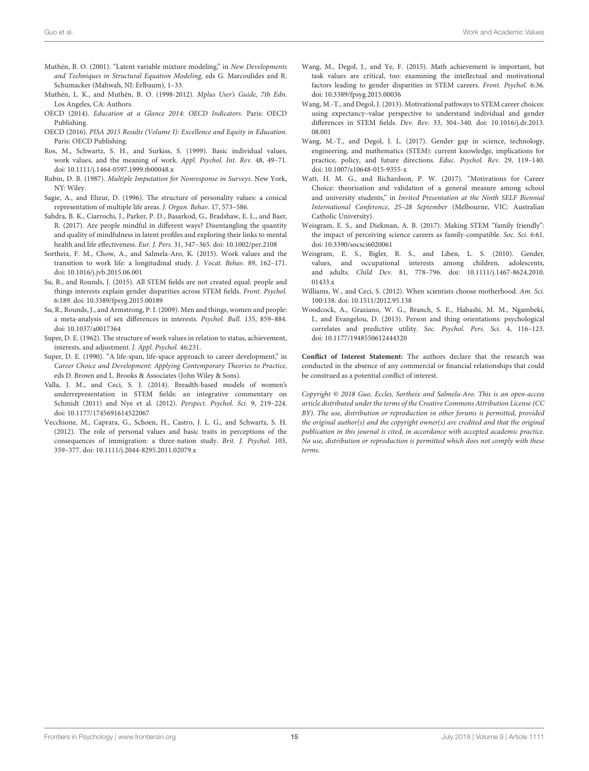Muthén, B. O. (2001). "Latent variable mixture modeling," in *New Developments and Techniques in Structural Equation Modeling,* eds G. Marcoulides and R. Schumacker (Mahwah, NJ: Erlbaum), 1–33.

Muthén, L. K., and Muthén, B. O. (1998-2012). *Mplus User's Guide, 7th Edn*. Los Angeles, CA: Authors.

OECD (2014). *Education at a Glance 2014: OECD Indicators.* Paris: OECD Publishing.

OECD (2016). *PISA 2015 Results (Volume I): Excellence and Equity in Education*. Paris: OECD Publishing.

Ros, M., Schwartz, S. H., and Surkiss, S. (1999). Basic individual values, work values, and the meaning of work. *Appl. Psychol. Int. Rev.* 48, 49–71. doi: 10.1111/j.1464-0597.1999.tb00048.x

Rubin, D. B. (1987). *Multiple Imputation for Nonresponse in Surveys*. New York, NY: Wiley.

Sagie, A., and Elizur, D. (1996). The structure of personality values: a conical representation of multiple life areas. *J. Organ. Behav.* 17, 573–586.

Sahdra, B. K., Ciarrochi, J., Parker, P. D., Basarkod, G., Bradshaw, E. L., and Baer, R. (2017). Are people mindful in different ways? Disentangling the quantity and quality of mindfulness in latent profiles and exploring their links to mental health and life effectiveness. *Eur. J. Pers.* 31, 347–365. doi: 10.1002/per.2108

Sortheix, F. M., Chow, A., and Salmela-Aro, K. (2015). Work values and the transition to work life: a longitudinal study. *J. Vocat. Behav.* 89, 162–171. doi: 10.1016/j.jvb.2015.06.001

Su, R., and Rounds, J. (2015). All STEM fields are not created equal: people and things interests explain gender disparities across STEM fields. *Front. Psychol.* 6:189. doi: 10.3389/fpsyg.2015.00189

Su, R., Rounds, J., and Armstrong, P. I. (2009). Men and things, women and people: a meta-analysis of sex differences in interests. *Psychol. Bull.* 135, 859–884. doi: 10.1037/a0017364

Super, D. E. (1962). The structure of work values in relation to status, achievement, interests, and adjustment. *J. Appl. Psychol.* 46:231.

Super, D. E. (1990). "A life-span, life-space approach to career development," in *Career Choice and Development: Applying Contemporary Theories to Practice*, eds D. Brown and L. Brooks & Associates (John Wiley & Sons).

Valla, J. M., and Ceci, S. J. (2014). Breadth-based models of women's underrepresentation in STEM fields: an integrative commentary on Schmidt (2011) and Nye et al. (2012). *Perspect. Psychol. Sci.* 9, 219–224. doi: 10.1177/1745691614522067

Vecchione, M., Caprara, G., Schoen, H., Castro, J. L. G., and Schwartz, S. H. (2012). The role of personal values and basic traits in perceptions of the consequences of immigration: a three-nation study. *Brit. J. Psychol.* 103, 359–377. doi: 10.1111/j.2044-8295.2011.02079.x

Wang, M., Degol, J., and Ye, F. (2015). Math achievement is important, but task values are critical, too: examining the intellectual and motivational factors leading to gender disparities in STEM careers. *Front. Psychol.* 6:36. doi: 10.3389/fpsyg.2015.00036

Wang, M.-T., and Degol, J. (2013). Motivational pathways to STEM career choices: using expectancy–value perspective to understand individual and gender differences in STEM fields. *Dev. Rev.* 33, 304–340. doi: 10.1016/j.dr.2013.08.001

Wang, M.-T., and Degol, J. L. (2017). Gender gap in science, technology, engineering, and mathematics (STEM): current knowledge, implications for practice, policy, and future directions. *Educ. Psychol. Rev.* 29, 119–140. doi: 10.1007/s10648-015-9355-x

Watt, H. M. G., and Richardson, P. W. (2017). "Motivations for Career Choice: theorisation and validation of a general measure among school and university students," in *Invited Presentation at the Ninth SELF Biennial International Conference, 25–28 September* (Melbourne, VIC: Australian Catholic University).

Weisgram, E. S., and Diekman, A. B. (2017). Making STEM "family friendly": the impact of perceiving science careers as family-compatible. *Soc. Sci.* 6:61. doi: 10.3390/socsci6020061

Weisgram, E. S., Bigler, R. S., and Liben, L. S. (2010). Gender, values, and occupational interests among children, adolescents, and adults. *Child Dev.* 81, 778–796. doi: 10.1111/j.1467-8624.2010.01433.x

Williams, W., and Ceci, S. (2012). When scientists choose motherhood. *Am. Sci.* 100:138. doi: 10.1511/2012.95.138

Woodcock, A., Graziano, W. G., Branch, S. E., Habashi, M. M., Ngambeki, I., and Evangelou, D. (2013). Person and thing orientations: psychological correlates and predictive utility. *Soc. Psychol. Pers. Sci.* 4, 116–123. doi: 10.1177/1948550612444320

**Conflict of Interest Statement:** The authors declare that the research was conducted in the absence of any commercial or financial relationships that could be construed as a potential conflict of interest.

*Copyright © 2018 Guo, Eccles, Sortheix and Salmela-Aro. This is an open-access article distributed under the terms of the Creative Commons Attribution License (CC BY). The use, distribution or reproduction in other forums is permitted, provided the original author(s) and the copyright owner(s) are credited and that the original publication in this journal is cited, in accordance with accepted academic practice. No use, distribution or reproduction is permitted which does not comply with these terms.*